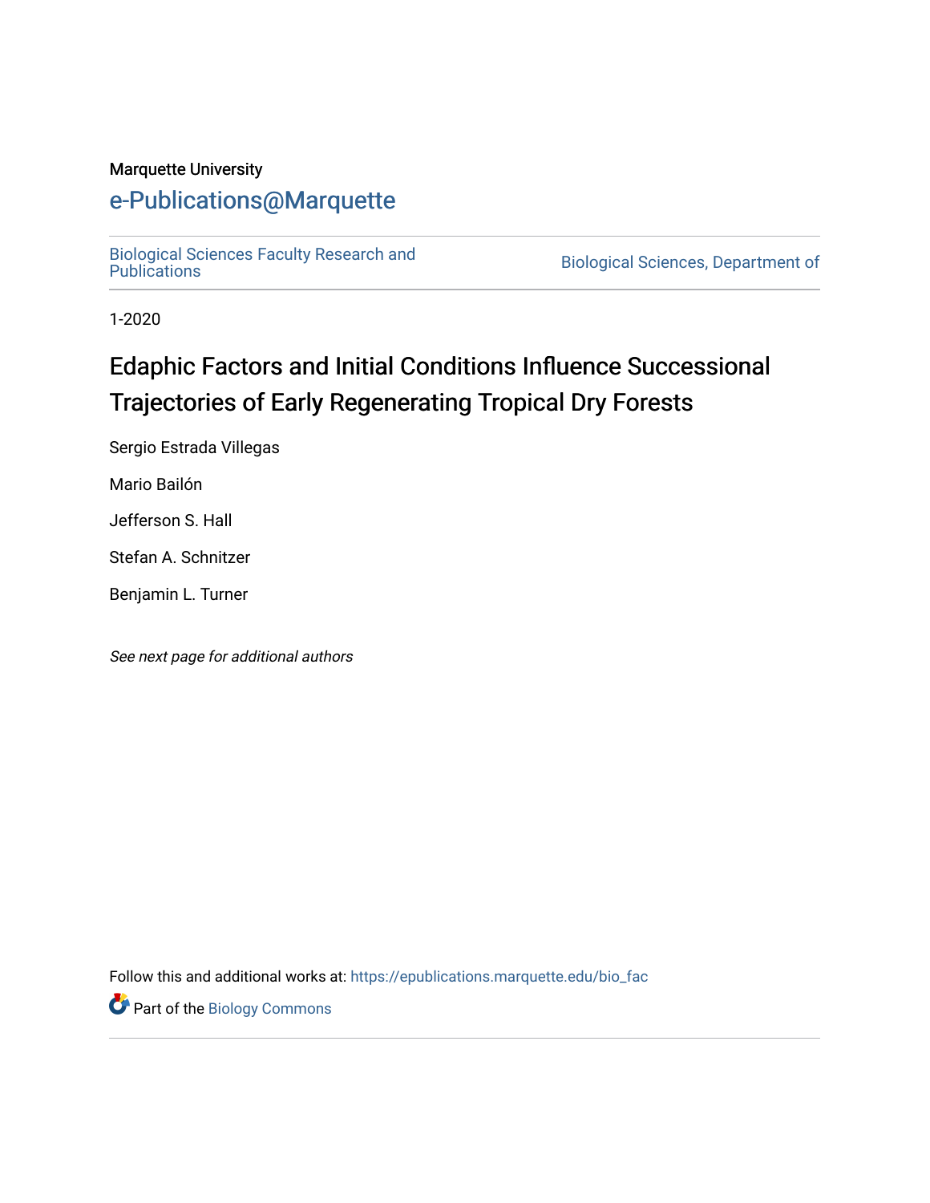Marquette University

# e-Publications@Marquette

Biological Sciences Faculty Research and Publications

Biological Sciences, Department of

1-2020

## Edaphic Factors and Initial Conditions Influence Successional Trajectories of Early Regenerating Tropical Dry Forests

Sergio Estrada Villegas

Mario Bailón

Jefferson S. Hall

Stefan A. Schnitzer

Benjamin L. Turner

*See next page for additional authors*

Follow this and additional works at: https://epublications.marquette.edu/bio_fac

Part of the Biology Commons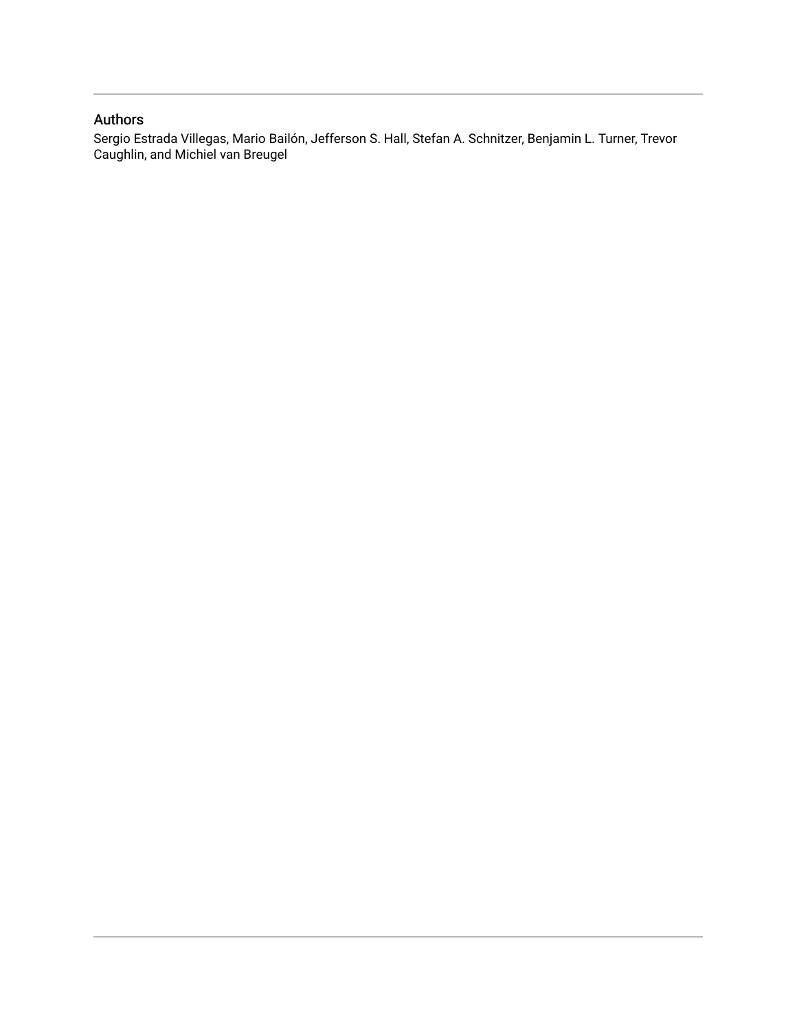## Authors

Sergio Estrada Villegas, Mario Bailón, Jefferson S. Hall, Stefan A. Schnitzer, Benjamin L. Turner, Trevor Caughlin, and Michiel van Breugel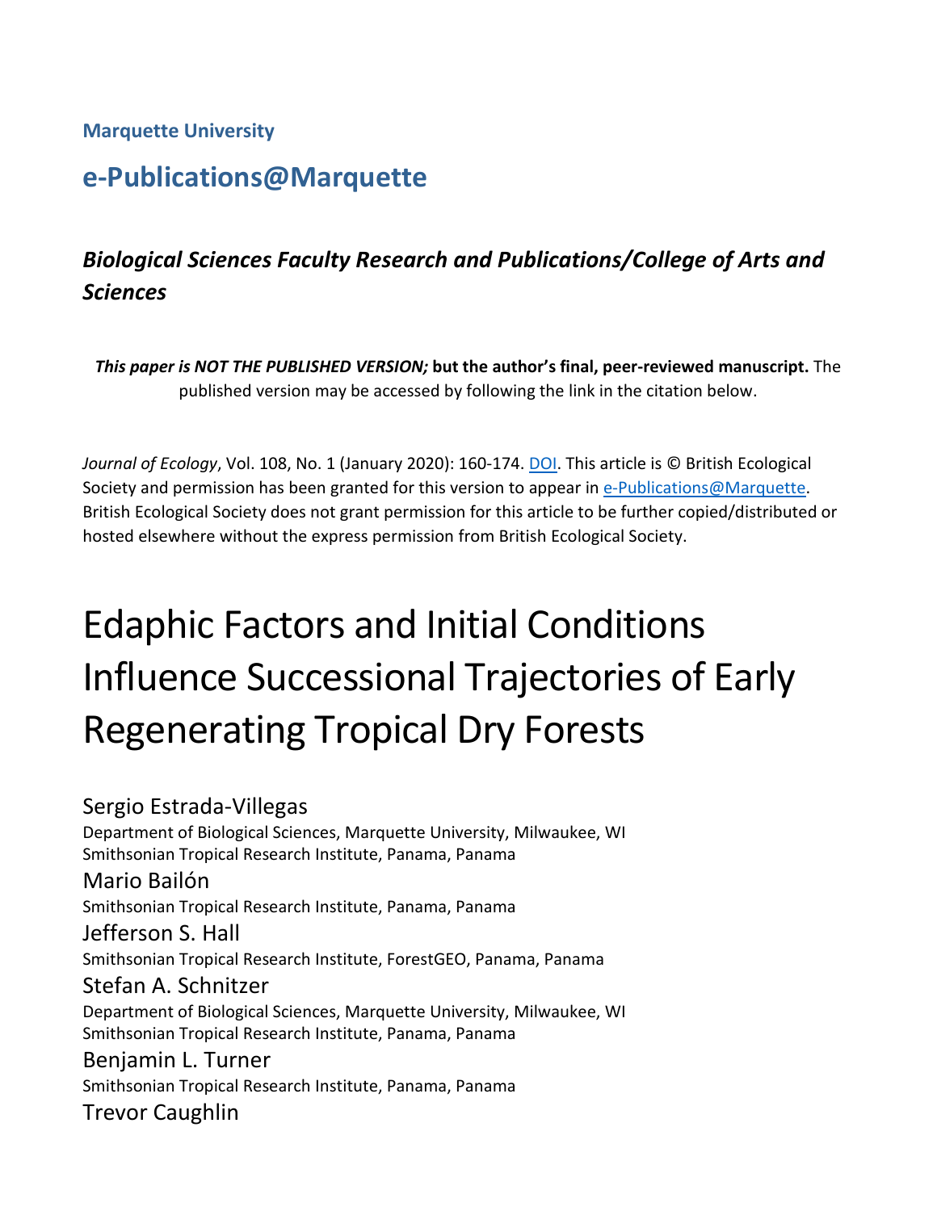**Marquette University**

## e-Publications@Marquette

### *Biological Sciences Faculty Research and Publications/College of Arts and Sciences*

***This paper is NOT THE PUBLISHED VERSION;* but the author's final, peer-reviewed manuscript.** The published version may be accessed by following the link in the citation below.

*Journal of Ecology*, Vol. 108, No. 1 (January 2020): 160-174. DOI. This article is © British Ecological Society and permission has been granted for this version to appear in e-Publications@Marquette. British Ecological Society does not grant permission for this article to be further copied/distributed or hosted elsewhere without the express permission from British Ecological Society.

# Edaphic Factors and Initial Conditions Influence Successional Trajectories of Early Regenerating Tropical Dry Forests

Sergio Estrada-Villegas
Department of Biological Sciences, Marquette University, Milwaukee, WI
Smithsonian Tropical Research Institute, Panama, Panama

Mario Bailón
Smithsonian Tropical Research Institute, Panama, Panama

Jefferson S. Hall
Smithsonian Tropical Research Institute, ForestGEO, Panama, Panama

Stefan A. Schnitzer
Department of Biological Sciences, Marquette University, Milwaukee, WI
Smithsonian Tropical Research Institute, Panama, Panama

Benjamin L. Turner
Smithsonian Tropical Research Institute, Panama, Panama

Trevor Caughlin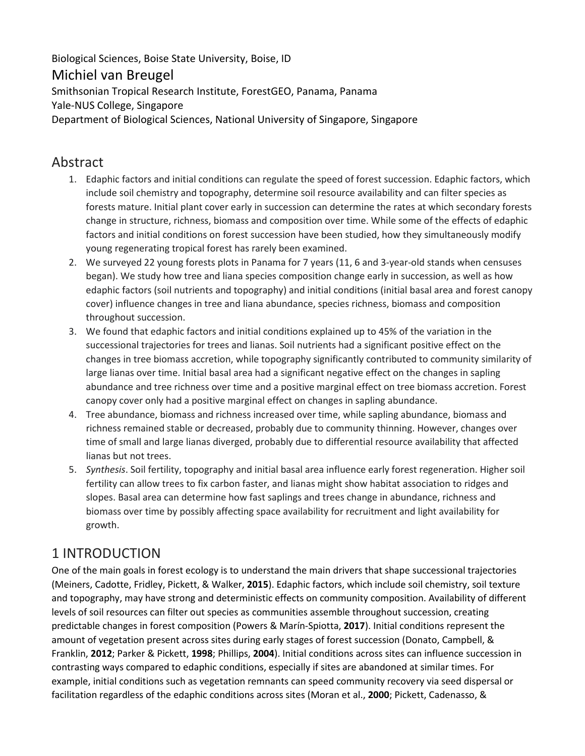Biological Sciences, Boise State University, Boise, ID

Michiel van Breugel

Smithsonian Tropical Research Institute, ForestGEO, Panama, Panama

Yale-NUS College, Singapore

Department of Biological Sciences, National University of Singapore, Singapore

## Abstract

1. Edaphic factors and initial conditions can regulate the speed of forest succession. Edaphic factors, which include soil chemistry and topography, determine soil resource availability and can filter species as forests mature. Initial plant cover early in succession can determine the rates at which secondary forests change in structure, richness, biomass and composition over time. While some of the effects of edaphic factors and initial conditions on forest succession have been studied, how they simultaneously modify young regenerating tropical forest has rarely been examined.
2. We surveyed 22 young forests plots in Panama for 7 years (11, 6 and 3-year-old stands when censuses began). We study how tree and liana species composition change early in succession, as well as how edaphic factors (soil nutrients and topography) and initial conditions (initial basal area and forest canopy cover) influence changes in tree and liana abundance, species richness, biomass and composition throughout succession.
3. We found that edaphic factors and initial conditions explained up to 45% of the variation in the successional trajectories for trees and lianas. Soil nutrients had a significant positive effect on the changes in tree biomass accretion, while topography significantly contributed to community similarity of large lianas over time. Initial basal area had a significant negative effect on the changes in sapling abundance and tree richness over time and a positive marginal effect on tree biomass accretion. Forest canopy cover only had a positive marginal effect on changes in sapling abundance.
4. Tree abundance, biomass and richness increased over time, while sapling abundance, biomass and richness remained stable or decreased, probably due to community thinning. However, changes over time of small and large lianas diverged, probably due to differential resource availability that affected lianas but not trees.
5. *Synthesis*. Soil fertility, topography and initial basal area influence early forest regeneration. Higher soil fertility can allow trees to fix carbon faster, and lianas might show habitat association to ridges and slopes. Basal area can determine how fast saplings and trees change in abundance, richness and biomass over time by possibly affecting space availability for recruitment and light availability for growth.

## 1 INTRODUCTION

One of the main goals in forest ecology is to understand the main drivers that shape successional trajectories (Meiners, Cadotte, Fridley, Pickett, & Walker, **2015**). Edaphic factors, which include soil chemistry, soil texture and topography, may have strong and deterministic effects on community composition. Availability of different levels of soil resources can filter out species as communities assemble throughout succession, creating predictable changes in forest composition (Powers & Marín-Spiotta, **2017**). Initial conditions represent the amount of vegetation present across sites during early stages of forest succession (Donato, Campbell, & Franklin, **2012**; Parker & Pickett, **1998**; Phillips, **2004**). Initial conditions across sites can influence succession in contrasting ways compared to edaphic conditions, especially if sites are abandoned at similar times. For example, initial conditions such as vegetation remnants can speed community recovery via seed dispersal or facilitation regardless of the edaphic conditions across sites (Moran et al., **2000**; Pickett, Cadenasso, &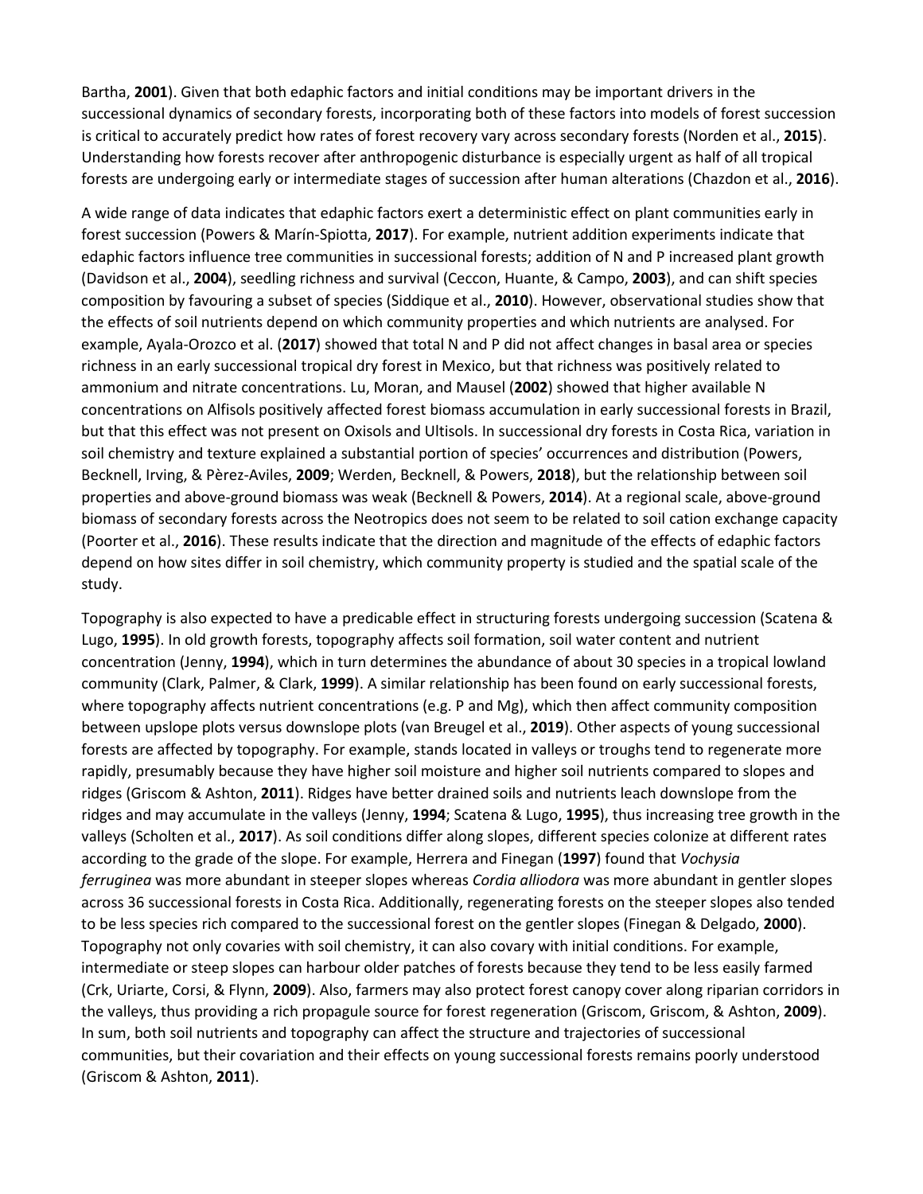Bartha, **2001**). Given that both edaphic factors and initial conditions may be important drivers in the successional dynamics of secondary forests, incorporating both of these factors into models of forest succession is critical to accurately predict how rates of forest recovery vary across secondary forests (Norden et al., **2015**). Understanding how forests recover after anthropogenic disturbance is especially urgent as half of all tropical forests are undergoing early or intermediate stages of succession after human alterations (Chazdon et al., **2016**).

A wide range of data indicates that edaphic factors exert a deterministic effect on plant communities early in forest succession (Powers & Marín-Spiotta, **2017**). For example, nutrient addition experiments indicate that edaphic factors influence tree communities in successional forests; addition of N and P increased plant growth (Davidson et al., **2004**), seedling richness and survival (Ceccon, Huante, & Campo, **2003**), and can shift species composition by favouring a subset of species (Siddique et al., **2010**). However, observational studies show that the effects of soil nutrients depend on which community properties and which nutrients are analysed. For example, Ayala-Orozco et al. (**2017**) showed that total N and P did not affect changes in basal area or species richness in an early successional tropical dry forest in Mexico, but that richness was positively related to ammonium and nitrate concentrations. Lu, Moran, and Mausel (**2002**) showed that higher available N concentrations on Alfisols positively affected forest biomass accumulation in early successional forests in Brazil, but that this effect was not present on Oxisols and Ultisols. In successional dry forests in Costa Rica, variation in soil chemistry and texture explained a substantial portion of species' occurrences and distribution (Powers, Becknell, Irving, & Pèrez-Aviles, **2009**; Werden, Becknell, & Powers, **2018**), but the relationship between soil properties and above-ground biomass was weak (Becknell & Powers, **2014**). At a regional scale, above-ground biomass of secondary forests across the Neotropics does not seem to be related to soil cation exchange capacity (Poorter et al., **2016**). These results indicate that the direction and magnitude of the effects of edaphic factors depend on how sites differ in soil chemistry, which community property is studied and the spatial scale of the study.

Topography is also expected to have a predicable effect in structuring forests undergoing succession (Scatena & Lugo, **1995**). In old growth forests, topography affects soil formation, soil water content and nutrient concentration (Jenny, **1994**), which in turn determines the abundance of about 30 species in a tropical lowland community (Clark, Palmer, & Clark, **1999**). A similar relationship has been found on early successional forests, where topography affects nutrient concentrations (e.g. P and Mg), which then affect community composition between upslope plots versus downslope plots (van Breugel et al., **2019**). Other aspects of young successional forests are affected by topography. For example, stands located in valleys or troughs tend to regenerate more rapidly, presumably because they have higher soil moisture and higher soil nutrients compared to slopes and ridges (Griscom & Ashton, **2011**). Ridges have better drained soils and nutrients leach downslope from the ridges and may accumulate in the valleys (Jenny, **1994**; Scatena & Lugo, **1995**), thus increasing tree growth in the valleys (Scholten et al., **2017**). As soil conditions differ along slopes, different species colonize at different rates according to the grade of the slope. For example, Herrera and Finegan (**1997**) found that *Vochysia ferruginea* was more abundant in steeper slopes whereas *Cordia alliodora* was more abundant in gentler slopes across 36 successional forests in Costa Rica. Additionally, regenerating forests on the steeper slopes also tended to be less species rich compared to the successional forest on the gentler slopes (Finegan & Delgado, **2000**). Topography not only covaries with soil chemistry, it can also covary with initial conditions. For example, intermediate or steep slopes can harbour older patches of forests because they tend to be less easily farmed (Crk, Uriarte, Corsi, & Flynn, **2009**). Also, farmers may also protect forest canopy cover along riparian corridors in the valleys, thus providing a rich propagule source for forest regeneration (Griscom, Griscom, & Ashton, **2009**). In sum, both soil nutrients and topography can affect the structure and trajectories of successional communities, but their covariation and their effects on young successional forests remains poorly understood (Griscom & Ashton, **2011**).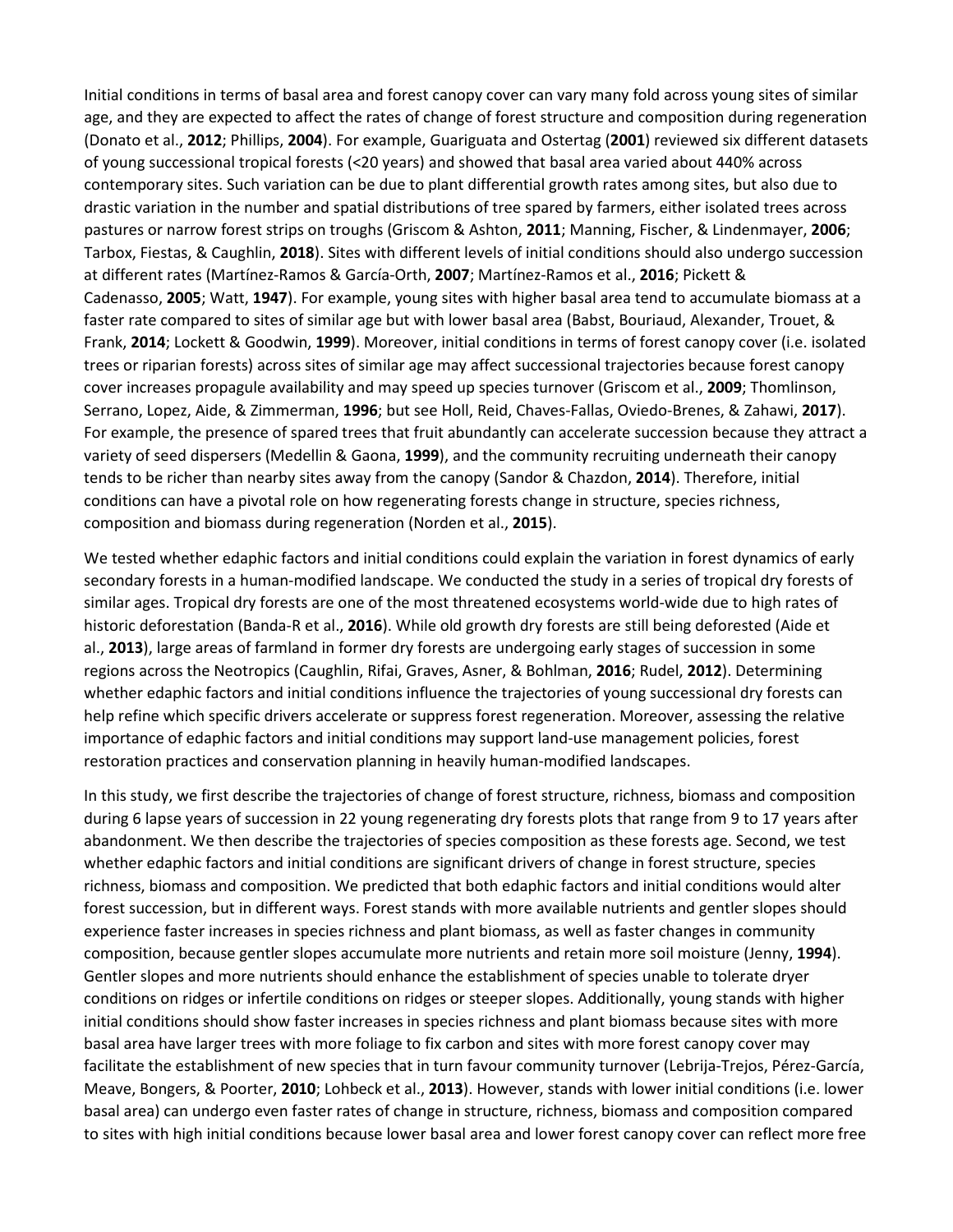Initial conditions in terms of basal area and forest canopy cover can vary many fold across young sites of similar age, and they are expected to affect the rates of change of forest structure and composition during regeneration (Donato et al., **2012**; Phillips, **2004**). For example, Guariguata and Ostertag (**2001**) reviewed six different datasets of young successional tropical forests (<20 years) and showed that basal area varied about 440% across contemporary sites. Such variation can be due to plant differential growth rates among sites, but also due to drastic variation in the number and spatial distributions of tree spared by farmers, either isolated trees across pastures or narrow forest strips on troughs (Griscom & Ashton, **2011**; Manning, Fischer, & Lindenmayer, **2006**; Tarbox, Fiestas, & Caughlin, **2018**). Sites with different levels of initial conditions should also undergo succession at different rates (Martínez-Ramos & García-Orth, **2007**; Martínez-Ramos et al., **2016**; Pickett & Cadenasso, **2005**; Watt, **1947**). For example, young sites with higher basal area tend to accumulate biomass at a faster rate compared to sites of similar age but with lower basal area (Babst, Bouriaud, Alexander, Trouet, & Frank, **2014**; Lockett & Goodwin, **1999**). Moreover, initial conditions in terms of forest canopy cover (i.e. isolated trees or riparian forests) across sites of similar age may affect successional trajectories because forest canopy cover increases propagule availability and may speed up species turnover (Griscom et al., **2009**; Thomlinson, Serrano, Lopez, Aide, & Zimmerman, **1996**; but see Holl, Reid, Chaves-Fallas, Oviedo-Brenes, & Zahawi, **2017**). For example, the presence of spared trees that fruit abundantly can accelerate succession because they attract a variety of seed dispersers (Medellin & Gaona, **1999**), and the community recruiting underneath their canopy tends to be richer than nearby sites away from the canopy (Sandor & Chazdon, **2014**). Therefore, initial conditions can have a pivotal role on how regenerating forests change in structure, species richness, composition and biomass during regeneration (Norden et al., **2015**).

We tested whether edaphic factors and initial conditions could explain the variation in forest dynamics of early secondary forests in a human-modified landscape. We conducted the study in a series of tropical dry forests of similar ages. Tropical dry forests are one of the most threatened ecosystems world-wide due to high rates of historic deforestation (Banda-R et al., **2016**). While old growth dry forests are still being deforested (Aide et al., **2013**), large areas of farmland in former dry forests are undergoing early stages of succession in some regions across the Neotropics (Caughlin, Rifai, Graves, Asner, & Bohlman, **2016**; Rudel, **2012**). Determining whether edaphic factors and initial conditions influence the trajectories of young successional dry forests can help refine which specific drivers accelerate or suppress forest regeneration. Moreover, assessing the relative importance of edaphic factors and initial conditions may support land-use management policies, forest restoration practices and conservation planning in heavily human-modified landscapes.

In this study, we first describe the trajectories of change of forest structure, richness, biomass and composition during 6 lapse years of succession in 22 young regenerating dry forests plots that range from 9 to 17 years after abandonment. We then describe the trajectories of species composition as these forests age. Second, we test whether edaphic factors and initial conditions are significant drivers of change in forest structure, species richness, biomass and composition. We predicted that both edaphic factors and initial conditions would alter forest succession, but in different ways. Forest stands with more available nutrients and gentler slopes should experience faster increases in species richness and plant biomass, as well as faster changes in community composition, because gentler slopes accumulate more nutrients and retain more soil moisture (Jenny, **1994**). Gentler slopes and more nutrients should enhance the establishment of species unable to tolerate dryer conditions on ridges or infertile conditions on ridges or steeper slopes. Additionally, young stands with higher initial conditions should show faster increases in species richness and plant biomass because sites with more basal area have larger trees with more foliage to fix carbon and sites with more forest canopy cover may facilitate the establishment of new species that in turn favour community turnover (Lebrija-Trejos, Pérez-García, Meave, Bongers, & Poorter, **2010**; Lohbeck et al., **2013**). However, stands with lower initial conditions (i.e. lower basal area) can undergo even faster rates of change in structure, richness, biomass and composition compared to sites with high initial conditions because lower basal area and lower forest canopy cover can reflect more free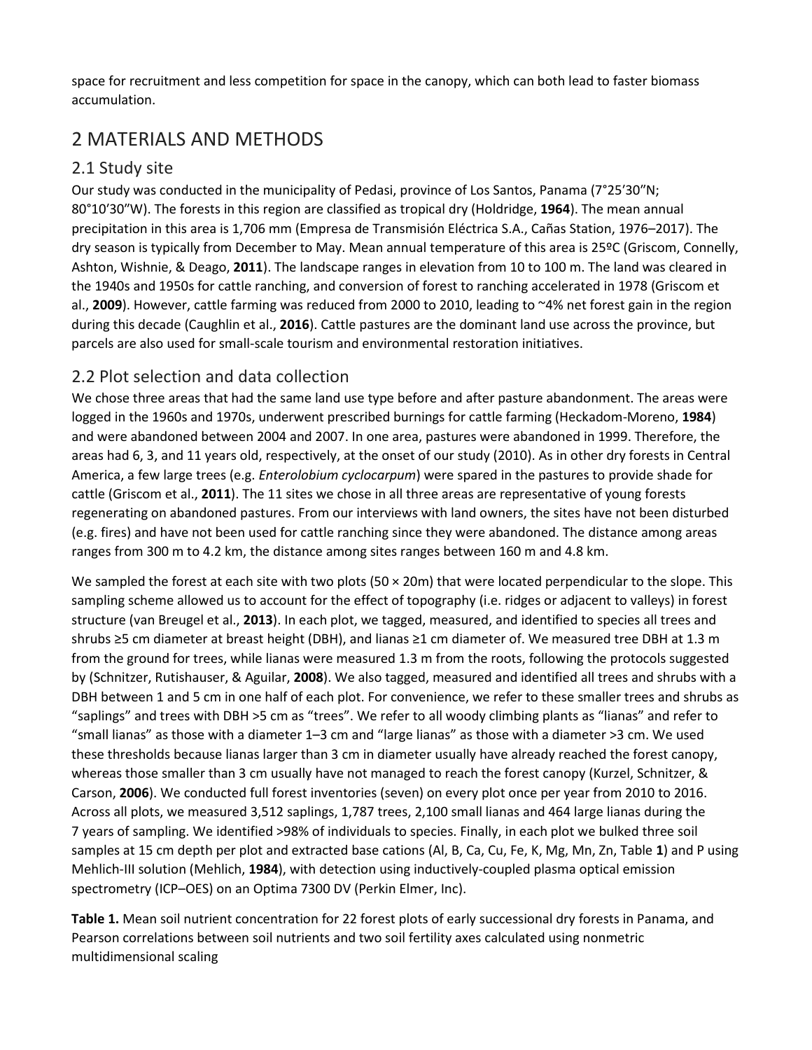space for recruitment and less competition for space in the canopy, which can both lead to faster biomass accumulation.

# 2 MATERIALS AND METHODS

## 2.1 Study site

Our study was conducted in the municipality of Pedasi, province of Los Santos, Panama (7°25′30″N; 80°10′30″W). The forests in this region are classified as tropical dry (Holdridge, **1964**). The mean annual precipitation in this area is 1,706 mm (Empresa de Transmisión Eléctrica S.A., Cañas Station, 1976–2017). The dry season is typically from December to May. Mean annual temperature of this area is 25ºC (Griscom, Connelly, Ashton, Wishnie, & Deago, **2011**). The landscape ranges in elevation from 10 to 100 m. The land was cleared in the 1940s and 1950s for cattle ranching, and conversion of forest to ranching accelerated in 1978 (Griscom et al., **2009**). However, cattle farming was reduced from 2000 to 2010, leading to ~4% net forest gain in the region during this decade (Caughlin et al., **2016**). Cattle pastures are the dominant land use across the province, but parcels are also used for small-scale tourism and environmental restoration initiatives.

## 2.2 Plot selection and data collection

We chose three areas that had the same land use type before and after pasture abandonment. The areas were logged in the 1960s and 1970s, underwent prescribed burnings for cattle farming (Heckadom-Moreno, **1984**) and were abandoned between 2004 and 2007. In one area, pastures were abandoned in 1999. Therefore, the areas had 6, 3, and 11 years old, respectively, at the onset of our study (2010). As in other dry forests in Central America, a few large trees (e.g. *Enterolobium cyclocarpum*) were spared in the pastures to provide shade for cattle (Griscom et al., **2011**). The 11 sites we chose in all three areas are representative of young forests regenerating on abandoned pastures. From our interviews with land owners, the sites have not been disturbed (e.g. fires) and have not been used for cattle ranching since they were abandoned. The distance among areas ranges from 300 m to 4.2 km, the distance among sites ranges between 160 m and 4.8 km.

We sampled the forest at each site with two plots (50 × 20m) that were located perpendicular to the slope. This sampling scheme allowed us to account for the effect of topography (i.e. ridges or adjacent to valleys) in forest structure (van Breugel et al., **2013**). In each plot, we tagged, measured, and identified to species all trees and shrubs ≥5 cm diameter at breast height (DBH), and lianas ≥1 cm diameter of. We measured tree DBH at 1.3 m from the ground for trees, while lianas were measured 1.3 m from the roots, following the protocols suggested by (Schnitzer, Rutishauser, & Aguilar, **2008**). We also tagged, measured and identified all trees and shrubs with a DBH between 1 and 5 cm in one half of each plot. For convenience, we refer to these smaller trees and shrubs as "saplings" and trees with DBH >5 cm as "trees". We refer to all woody climbing plants as "lianas" and refer to "small lianas" as those with a diameter 1–3 cm and "large lianas" as those with a diameter >3 cm. We used these thresholds because lianas larger than 3 cm in diameter usually have already reached the forest canopy, whereas those smaller than 3 cm usually have not managed to reach the forest canopy (Kurzel, Schnitzer, & Carson, **2006**). We conducted full forest inventories (seven) on every plot once per year from 2010 to 2016. Across all plots, we measured 3,512 saplings, 1,787 trees, 2,100 small lianas and 464 large lianas during the 7 years of sampling. We identified >98% of individuals to species. Finally, in each plot we bulked three soil samples at 15 cm depth per plot and extracted base cations (Al, B, Ca, Cu, Fe, K, Mg, Mn, Zn, Table **1**) and P using Mehlich-III solution (Mehlich, **1984**), with detection using inductively-coupled plasma optical emission spectrometry (ICP–OES) on an Optima 7300 DV (Perkin Elmer, Inc).

**Table 1.** Mean soil nutrient concentration for 22 forest plots of early successional dry forests in Panama, and Pearson correlations between soil nutrients and two soil fertility axes calculated using nonmetric multidimensional scaling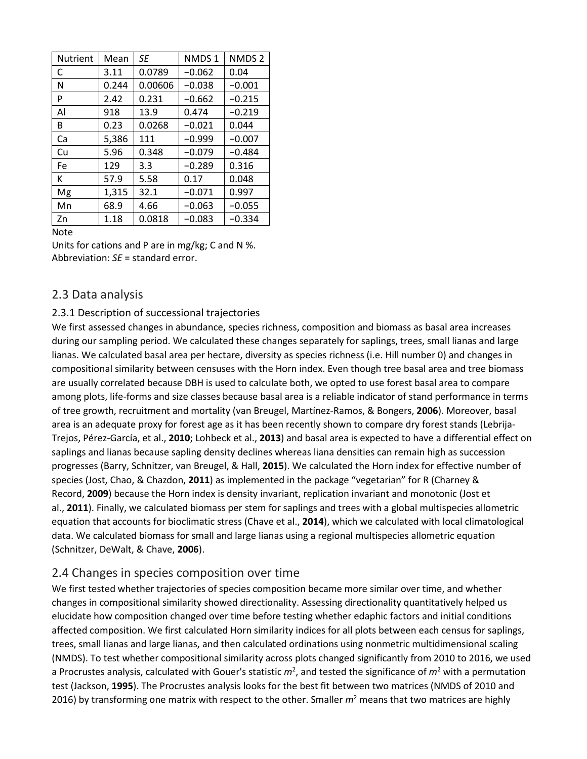| Nutrient | Mean | *SE* | NMDS 1 | NMDS 2 |
|---|---|---|---|---|
| C | 3.11 | 0.0789 | −0.062 | 0.04 |
| N | 0.244 | 0.00606 | −0.038 | −0.001 |
| P | 2.42 | 0.231 | −0.662 | −0.215 |
| Al | 918 | 13.9 | 0.474 | −0.219 |
| B | 0.23 | 0.0268 | −0.021 | 0.044 |
| Ca | 5,386 | 111 | −0.999 | −0.007 |
| Cu | 5.96 | 0.348 | −0.079 | −0.484 |
| Fe | 129 | 3.3 | −0.289 | 0.316 |
| K | 57.9 | 5.58 | 0.17 | 0.048 |
| Mg | 1,315 | 32.1 | −0.071 | 0.997 |
| Mn | 68.9 | 4.66 | −0.063 | −0.055 |
| Zn | 1.18 | 0.0818 | −0.083 | −0.334 |

Note

Units for cations and P are in mg/kg; C and N %.
Abbreviation: *SE* = standard error.

## 2.3 Data analysis

### 2.3.1 Description of successional trajectories

We first assessed changes in abundance, species richness, composition and biomass as basal area increases during our sampling period. We calculated these changes separately for saplings, trees, small lianas and large lianas. We calculated basal area per hectare, diversity as species richness (i.e. Hill number 0) and changes in compositional similarity between censuses with the Horn index. Even though tree basal area and tree biomass are usually correlated because DBH is used to calculate both, we opted to use forest basal area to compare among plots, life-forms and size classes because basal area is a reliable indicator of stand performance in terms of tree growth, recruitment and mortality (van Breugel, Martínez-Ramos, & Bongers, **2006**). Moreover, basal area is an adequate proxy for forest age as it has been recently shown to compare dry forest stands (Lebrija-Trejos, Pérez-García, et al., **2010**; Lohbeck et al., **2013**) and basal area is expected to have a differential effect on saplings and lianas because sapling density declines whereas liana densities can remain high as succession progresses (Barry, Schnitzer, van Breugel, & Hall, **2015**). We calculated the Horn index for effective number of species (Jost, Chao, & Chazdon, **2011**) as implemented in the package "vegetarian" for R (Charney & Record, **2009**) because the Horn index is density invariant, replication invariant and monotonic (Jost et al., **2011**). Finally, we calculated biomass per stem for saplings and trees with a global multispecies allometric equation that accounts for bioclimatic stress (Chave et al., **2014**), which we calculated with local climatological data. We calculated biomass for small and large lianas using a regional multispecies allometric equation (Schnitzer, DeWalt, & Chave, **2006**).

## 2.4 Changes in species composition over time

We first tested whether trajectories of species composition became more similar over time, and whether changes in compositional similarity showed directionality. Assessing directionality quantitatively helped us elucidate how composition changed over time before testing whether edaphic factors and initial conditions affected composition. We first calculated Horn similarity indices for all plots between each census for saplings, trees, small lianas and large lianas, and then calculated ordinations using nonmetric multidimensional scaling (NMDS). To test whether compositional similarity across plots changed significantly from 2010 to 2016, we used a Procrustes analysis, calculated with Gouer's statistic $m^2$, and tested the significance of $m^2$ with a permutation test (Jackson, **1995**). The Procrustes analysis looks for the best fit between two matrices (NMDS of 2010 and 2016) by transforming one matrix with respect to the other. Smaller $m^2$ means that two matrices are highly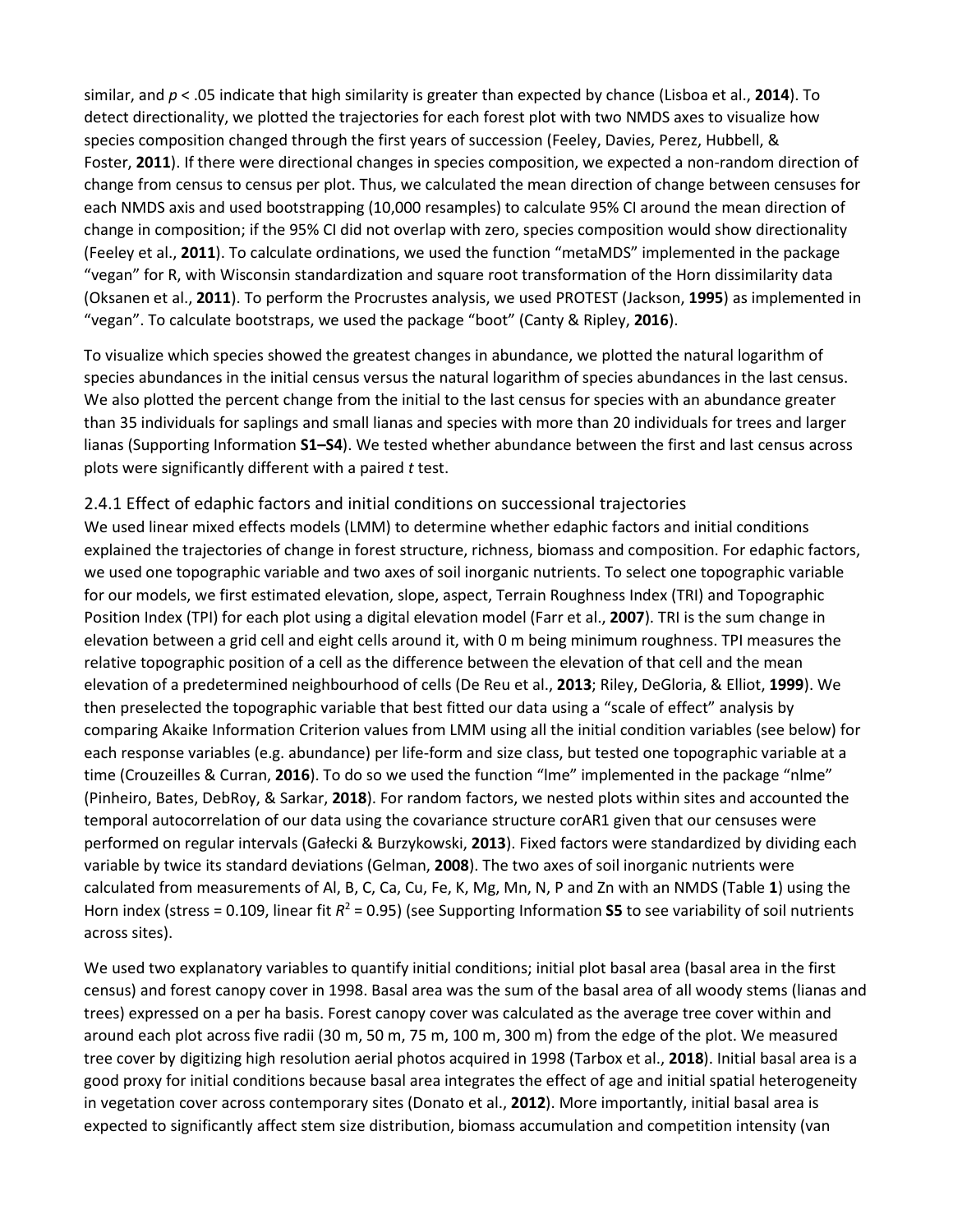similar, and $p < .05$ indicate that high similarity is greater than expected by chance (Lisboa et al., **2014**). To detect directionality, we plotted the trajectories for each forest plot with two NMDS axes to visualize how species composition changed through the first years of succession (Feeley, Davies, Perez, Hubbell, & Foster, **2011**). If there were directional changes in species composition, we expected a non-random direction of change from census to census per plot. Thus, we calculated the mean direction of change between censuses for each NMDS axis and used bootstrapping (10,000 resamples) to calculate 95% CI around the mean direction of change in composition; if the 95% CI did not overlap with zero, species composition would show directionality (Feeley et al., **2011**). To calculate ordinations, we used the function "metaMDS" implemented in the package "vegan" for R, with Wisconsin standardization and square root transformation of the Horn dissimilarity data (Oksanen et al., **2011**). To perform the Procrustes analysis, we used PROTEST (Jackson, **1995**) as implemented in "vegan". To calculate bootstraps, we used the package "boot" (Canty & Ripley, **2016**).

To visualize which species showed the greatest changes in abundance, we plotted the natural logarithm of species abundances in the initial census versus the natural logarithm of species abundances in the last census. We also plotted the percent change from the initial to the last census for species with an abundance greater than 35 individuals for saplings and small lianas and species with more than 20 individuals for trees and larger lianas (Supporting Information **S1–S4**). We tested whether abundance between the first and last census across plots were significantly different with a paired *t* test.

### 2.4.1 Effect of edaphic factors and initial conditions on successional trajectories

We used linear mixed effects models (LMM) to determine whether edaphic factors and initial conditions explained the trajectories of change in forest structure, richness, biomass and composition. For edaphic factors, we used one topographic variable and two axes of soil inorganic nutrients. To select one topographic variable for our models, we first estimated elevation, slope, aspect, Terrain Roughness Index (TRI) and Topographic Position Index (TPI) for each plot using a digital elevation model (Farr et al., **2007**). TRI is the sum change in elevation between a grid cell and eight cells around it, with 0 m being minimum roughness. TPI measures the relative topographic position of a cell as the difference between the elevation of that cell and the mean elevation of a predetermined neighbourhood of cells (De Reu et al., **2013**; Riley, DeGloria, & Elliot, **1999**). We then preselected the topographic variable that best fitted our data using a "scale of effect" analysis by comparing Akaike Information Criterion values from LMM using all the initial condition variables (see below) for each response variables (e.g. abundance) per life-form and size class, but tested one topographic variable at a time (Crouzeilles & Curran, **2016**). To do so we used the function "lme" implemented in the package "nlme" (Pinheiro, Bates, DebRoy, & Sarkar, **2018**). For random factors, we nested plots within sites and accounted the temporal autocorrelation of our data using the covariance structure corAR1 given that our censuses were performed on regular intervals (Gałecki & Burzykowski, **2013**). Fixed factors were standardized by dividing each variable by twice its standard deviations (Gelman, **2008**). The two axes of soil inorganic nutrients were calculated from measurements of Al, B, C, Ca, Cu, Fe, K, Mg, Mn, N, P and Zn with an NMDS (Table **1**) using the Horn index (stress = 0.109, linear fit $R^2 = 0.95$) (see Supporting Information **S5** to see variability of soil nutrients across sites).

We used two explanatory variables to quantify initial conditions; initial plot basal area (basal area in the first census) and forest canopy cover in 1998. Basal area was the sum of the basal area of all woody stems (lianas and trees) expressed on a per ha basis. Forest canopy cover was calculated as the average tree cover within and around each plot across five radii (30 m, 50 m, 75 m, 100 m, 300 m) from the edge of the plot. We measured tree cover by digitizing high resolution aerial photos acquired in 1998 (Tarbox et al., **2018**). Initial basal area is a good proxy for initial conditions because basal area integrates the effect of age and initial spatial heterogeneity in vegetation cover across contemporary sites (Donato et al., **2012**). More importantly, initial basal area is expected to significantly affect stem size distribution, biomass accumulation and competition intensity (van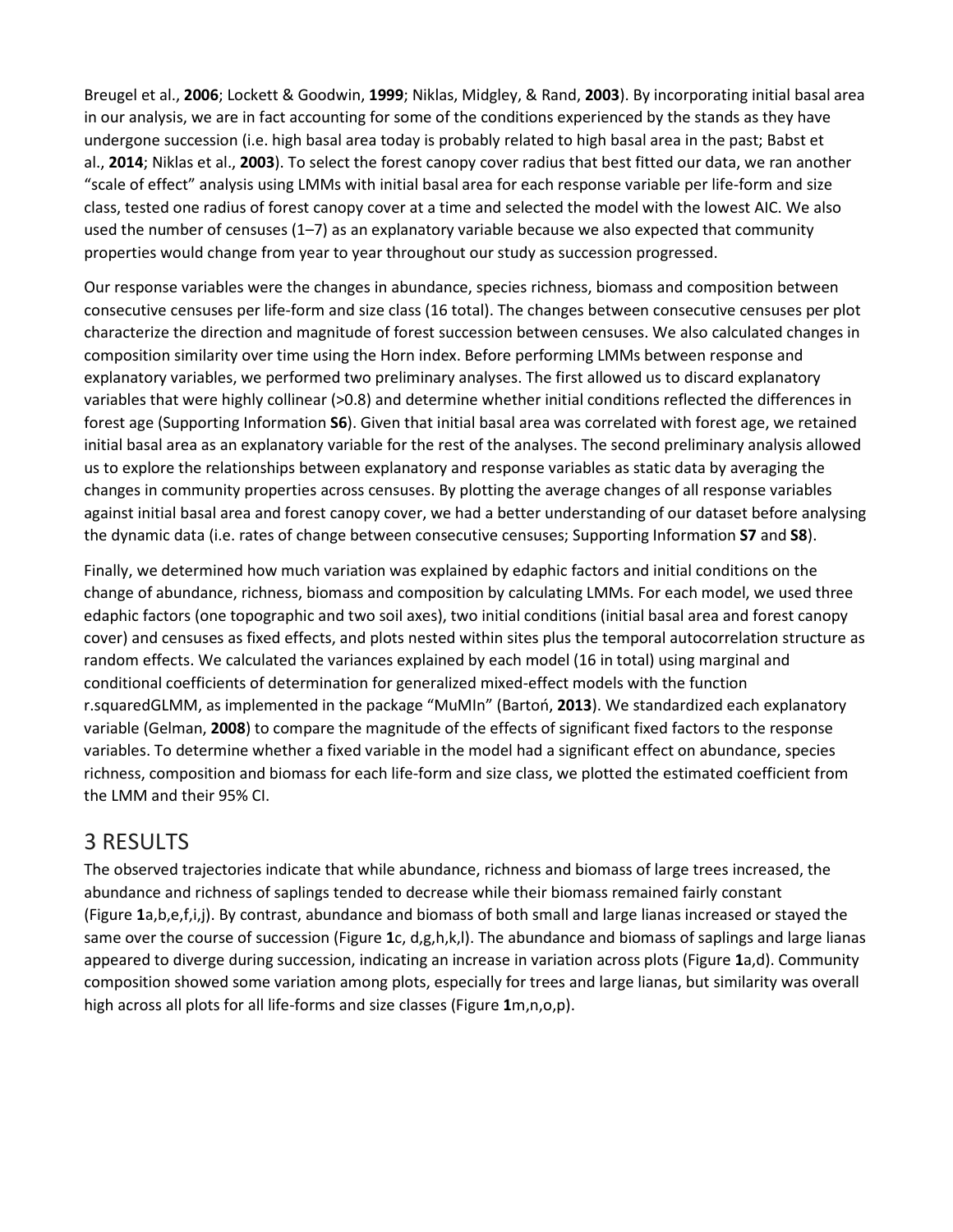Breugel et al., **2006**; Lockett & Goodwin, **1999**; Niklas, Midgley, & Rand, **2003**). By incorporating initial basal area in our analysis, we are in fact accounting for some of the conditions experienced by the stands as they have undergone succession (i.e. high basal area today is probably related to high basal area in the past; Babst et al., **2014**; Niklas et al., **2003**). To select the forest canopy cover radius that best fitted our data, we ran another "scale of effect" analysis using LMMs with initial basal area for each response variable per life-form and size class, tested one radius of forest canopy cover at a time and selected the model with the lowest AIC. We also used the number of censuses (1–7) as an explanatory variable because we also expected that community properties would change from year to year throughout our study as succession progressed.

Our response variables were the changes in abundance, species richness, biomass and composition between consecutive censuses per life-form and size class (16 total). The changes between consecutive censuses per plot characterize the direction and magnitude of forest succession between censuses. We also calculated changes in composition similarity over time using the Horn index. Before performing LMMs between response and explanatory variables, we performed two preliminary analyses. The first allowed us to discard explanatory variables that were highly collinear (>0.8) and determine whether initial conditions reflected the differences in forest age (Supporting Information **S6**). Given that initial basal area was correlated with forest age, we retained initial basal area as an explanatory variable for the rest of the analyses. The second preliminary analysis allowed us to explore the relationships between explanatory and response variables as static data by averaging the changes in community properties across censuses. By plotting the average changes of all response variables against initial basal area and forest canopy cover, we had a better understanding of our dataset before analysing the dynamic data (i.e. rates of change between consecutive censuses; Supporting Information **S7** and **S8**).

Finally, we determined how much variation was explained by edaphic factors and initial conditions on the change of abundance, richness, biomass and composition by calculating LMMs. For each model, we used three edaphic factors (one topographic and two soil axes), two initial conditions (initial basal area and forest canopy cover) and censuses as fixed effects, and plots nested within sites plus the temporal autocorrelation structure as random effects. We calculated the variances explained by each model (16 in total) using marginal and conditional coefficients of determination for generalized mixed-effect models with the function r.squaredGLMM, as implemented in the package "MuMIn" (Bartoń, **2013**). We standardized each explanatory variable (Gelman, **2008**) to compare the magnitude of the effects of significant fixed factors to the response variables. To determine whether a fixed variable in the model had a significant effect on abundance, species richness, composition and biomass for each life-form and size class, we plotted the estimated coefficient from the LMM and their 95% CI.

# 3 RESULTS

The observed trajectories indicate that while abundance, richness and biomass of large trees increased, the abundance and richness of saplings tended to decrease while their biomass remained fairly constant (Figure **1**a,b,e,f,i,j). By contrast, abundance and biomass of both small and large lianas increased or stayed the same over the course of succession (Figure **1**c, d,g,h,k,l). The abundance and biomass of saplings and large lianas appeared to diverge during succession, indicating an increase in variation across plots (Figure **1**a,d). Community composition showed some variation among plots, especially for trees and large lianas, but similarity was overall high across all plots for all life-forms and size classes (Figure **1**m,n,o,p).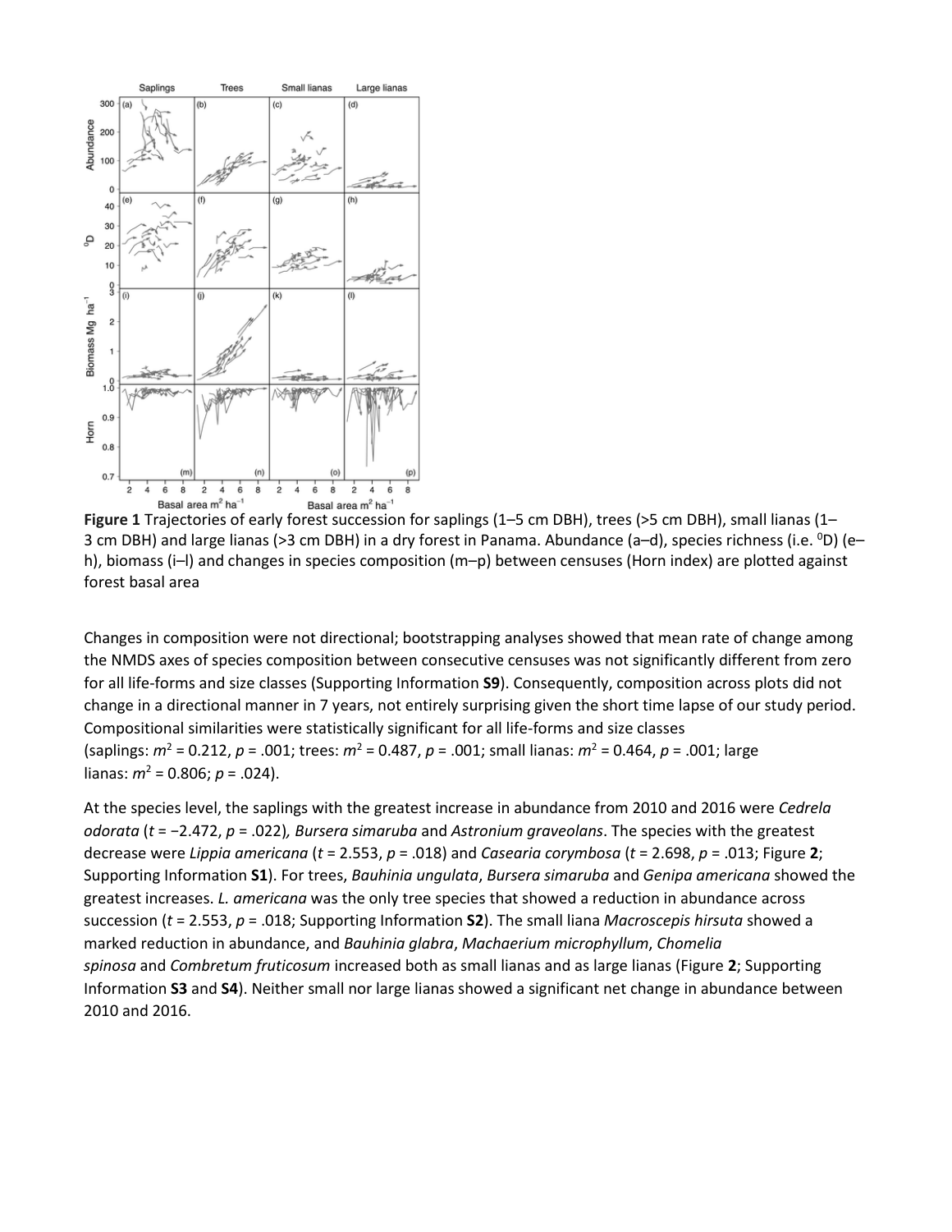**Figure 1** Trajectories of early forest succession for saplings (1–5 cm DBH), trees (>5 cm DBH), small lianas (1–3 cm DBH) and large lianas (>3 cm DBH) in a dry forest in Panama. Abundance (a–d), species richness (i.e. $^{0}D$) (e–h), biomass (i–l) and changes in species composition (m–p) between censuses (Horn index) are plotted against forest basal area

Changes in composition were not directional; bootstrapping analyses showed that mean rate of change among the NMDS axes of species composition between consecutive censuses was not significantly different from zero for all life-forms and size classes (Supporting Information **S9**). Consequently, composition across plots did not change in a directional manner in 7 years, not entirely surprising given the short time lapse of our study period. Compositional similarities were statistically significant for all life-forms and size classes (saplings: $m^2 = 0.212$, $p = .001$; trees: $m^2 = 0.487$, $p = .001$; small lianas: $m^2 = 0.464$, $p = .001$; large lianas: $m^2 = 0.806$; $p = .024$).

At the species level, the saplings with the greatest increase in abundance from 2010 and 2016 were *Cedrela odorata* ($t = -2.472$, $p = .022$)*, Bursera simaruba* and *Astronium graveolans*. The species with the greatest decrease were *Lippia americana* ($t = 2.553$, $p = .018$) and *Casearia corymbosa* ($t = 2.698$, $p = .013$; Figure **2**; Supporting Information **S1**). For trees, *Bauhinia ungulata*, *Bursera simaruba* and *Genipa americana* showed the greatest increases. *L. americana* was the only tree species that showed a reduction in abundance across succession ($t = 2.553$, $p = .018$; Supporting Information **S2**). The small liana *Macroscepis hirsuta* showed a marked reduction in abundance, and *Bauhinia glabra*, *Machaerium microphyllum*, *Chomelia spinosa* and *Combretum fruticosum* increased both as small lianas and as large lianas (Figure **2**; Supporting Information **S3** and **S4**). Neither small nor large lianas showed a significant net change in abundance between 2010 and 2016.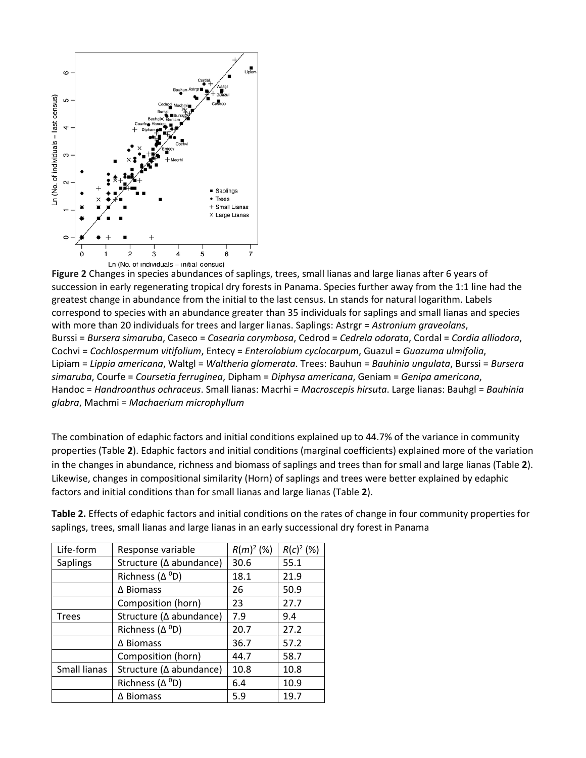**Figure 2** Changes in species abundances of saplings, trees, small lianas and large lianas after 6 years of succession in early regenerating tropical dry forests in Panama. Species further away from the 1:1 line had the greatest change in abundance from the initial to the last census. Ln stands for natural logarithm. Labels correspond to species with an abundance greater than 35 individuals for saplings and small lianas and species with more than 20 individuals for trees and larger lianas. Saplings: Astrgr = *Astronium graveolans*, Burssi = *Bursera simaruba*, Caseco = *Casearia corymbosa*, Cedrod = *Cedrela odorata*, Cordal = *Cordia alliodora*, Cochvi = *Cochlospermum vitifolium*, Entecy = *Enterolobium cyclocarpum*, Guazul = *Guazuma ulmifolia*, Lipiam = *Lippia americana*, Waltgl = *Waltheria glomerata*. Trees: Bauhun = *Bauhinia ungulata*, Burssi = *Bursera simaruba*, Courfe = *Coursetia ferruginea*, Dipham = *Diphysa americana*, Geniam = *Genipa americana*, Handoc = *Handroanthus ochraceus*. Small lianas: Macrhi = *Macroscepis hirsuta*. Large lianas: Bauhgl = *Bauhinia glabra*, Machmi = *Machaerium microphyllum*

The combination of edaphic factors and initial conditions explained up to 44.7% of the variance in community properties (Table **2**). Edaphic factors and initial conditions (marginal coefficients) explained more of the variation in the changes in abundance, richness and biomass of saplings and trees than for small and large lianas (Table **2**). Likewise, changes in compositional similarity (Horn) of saplings and trees were better explained by edaphic factors and initial conditions than for small lianas and large lianas (Table **2**).

**Table 2.** Effects of edaphic factors and initial conditions on the rates of change in four community properties for saplings, trees, small lianas and large lianas in an early successional dry forest in Panama

| Life-form | Response variable | $R(m)^2$ (%) | $R(c)^2$ (%) |
|---|---|---|---|
| Saplings | Structure (Δ abundance) | 30.6 | 55.1 |
| | Richness ($\Delta\ ^0D$) | 18.1 | 21.9 |
| | Δ Biomass | 26 | 50.9 |
| | Composition (horn) | 23 | 27.7 |
| Trees | Structure (Δ abundance) | 7.9 | 9.4 |
| | Richness ($\Delta\ ^0D$) | 20.7 | 27.2 |
| | Δ Biomass | 36.7 | 57.2 |
| | Composition (horn) | 44.7 | 58.7 |
| Small lianas | Structure (Δ abundance) | 10.8 | 10.8 |
| | Richness ($\Delta\ ^0D$) | 6.4 | 10.9 |
| | Δ Biomass | 5.9 | 19.7 |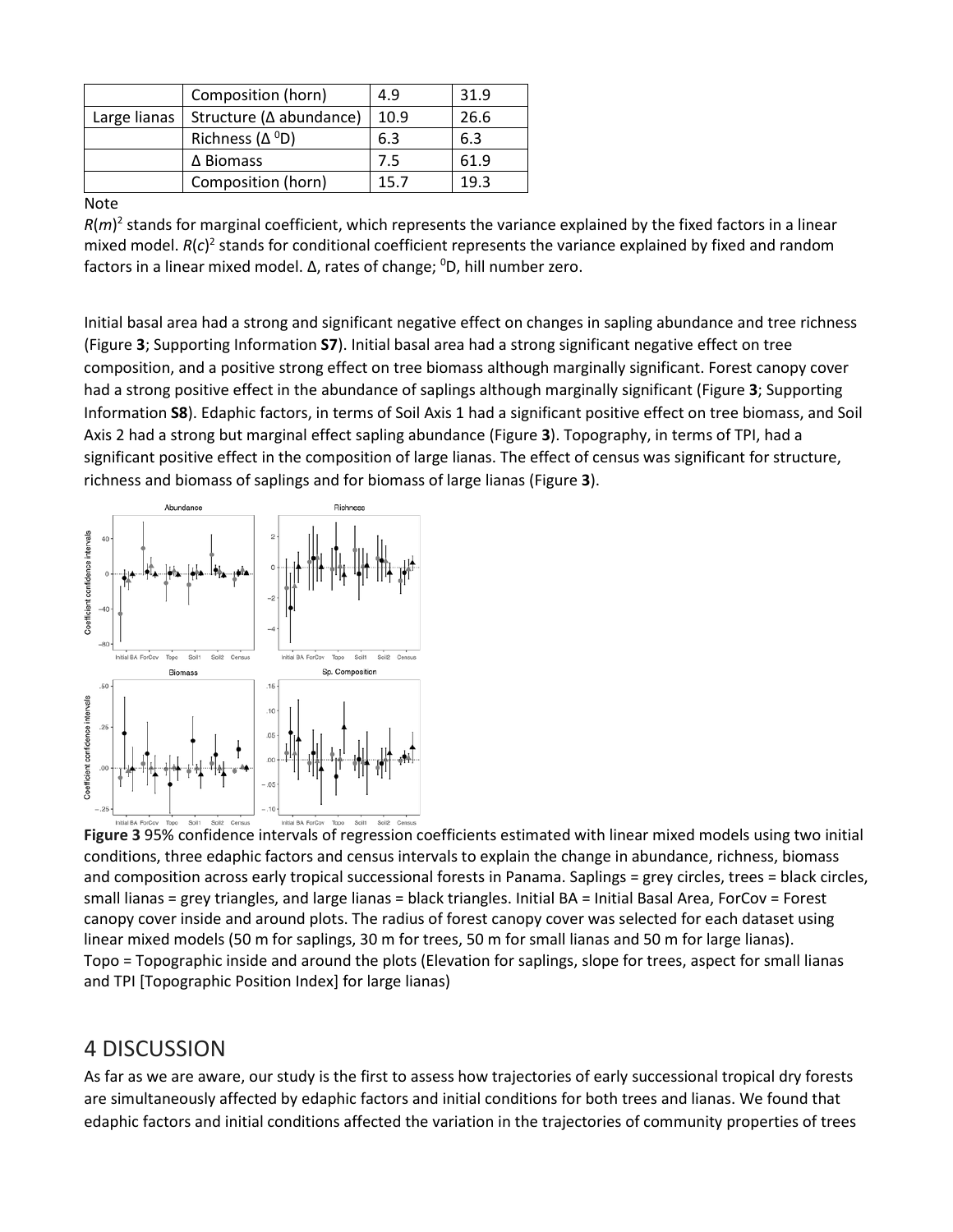| | Composition (horn) | 4.9 | 31.9 |
|---|---|---|---|
| Large lianas | Structure (Δ abundance) | 10.9 | 26.6 |
| | Richness (Δ $^0$D) | 6.3 | 6.3 |
| | Δ Biomass | 7.5 | 61.9 |
| | Composition (horn) | 15.7 | 19.3 |

Note

$R(m)^2$ stands for marginal coefficient, which represents the variance explained by the fixed factors in a linear mixed model. $R(c)^2$ stands for conditional coefficient represents the variance explained by fixed and random factors in a linear mixed model. Δ, rates of change; $^0$D, hill number zero.

Initial basal area had a strong and significant negative effect on changes in sapling abundance and tree richness (Figure **3**; Supporting Information **S7**). Initial basal area had a strong significant negative effect on tree composition, and a positive strong effect on tree biomass although marginally significant. Forest canopy cover had a strong positive effect in the abundance of saplings although marginally significant (Figure **3**; Supporting Information **S8**). Edaphic factors, in terms of Soil Axis 1 had a significant positive effect on tree biomass, and Soil Axis 2 had a strong but marginal effect sapling abundance (Figure **3**). Topography, in terms of TPI, had a significant positive effect in the composition of large lianas. The effect of census was significant for structure, richness and biomass of saplings and for biomass of large lianas (Figure **3**).

**Figure 3** 95% confidence intervals of regression coefficients estimated with linear mixed models using two initial conditions, three edaphic factors and census intervals to explain the change in abundance, richness, biomass and composition across early tropical successional forests in Panama. Saplings = grey circles, trees = black circles, small lianas = grey triangles, and large lianas = black triangles. Initial BA = Initial Basal Area, ForCov = Forest canopy cover inside and around plots. The radius of forest canopy cover was selected for each dataset using linear mixed models (50 m for saplings, 30 m for trees, 50 m for small lianas and 50 m for large lianas). Topo = Topographic inside and around the plots (Elevation for saplings, slope for trees, aspect for small lianas and TPI [Topographic Position Index] for large lianas)

# 4 DISCUSSION

As far as we are aware, our study is the first to assess how trajectories of early successional tropical dry forests are simultaneously affected by edaphic factors and initial conditions for both trees and lianas. We found that edaphic factors and initial conditions affected the variation in the trajectories of community properties of trees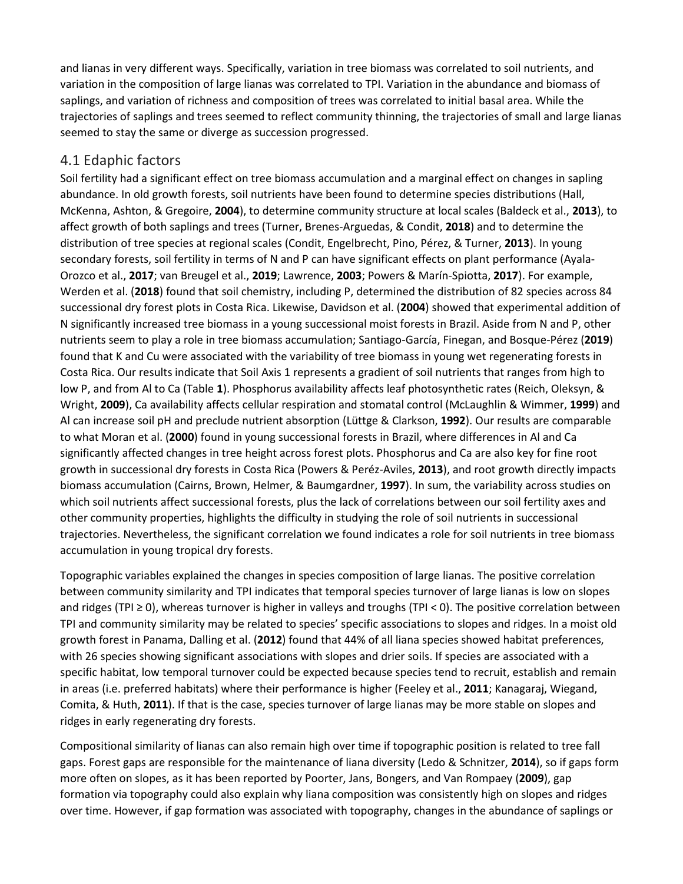and lianas in very different ways. Specifically, variation in tree biomass was correlated to soil nutrients, and variation in the composition of large lianas was correlated to TPI. Variation in the abundance and biomass of saplings, and variation of richness and composition of trees was correlated to initial basal area. While the trajectories of saplings and trees seemed to reflect community thinning, the trajectories of small and large lianas seemed to stay the same or diverge as succession progressed.

## 4.1 Edaphic factors

Soil fertility had a significant effect on tree biomass accumulation and a marginal effect on changes in sapling abundance. In old growth forests, soil nutrients have been found to determine species distributions (Hall, McKenna, Ashton, & Gregoire, **2004**), to determine community structure at local scales (Baldeck et al., **2013**), to affect growth of both saplings and trees (Turner, Brenes-Arguedas, & Condit, **2018**) and to determine the distribution of tree species at regional scales (Condit, Engelbrecht, Pino, Pérez, & Turner, **2013**). In young secondary forests, soil fertility in terms of N and P can have significant effects on plant performance (Ayala-Orozco et al., **2017**; van Breugel et al., **2019**; Lawrence, **2003**; Powers & Marín-Spiotta, **2017**). For example, Werden et al. (**2018**) found that soil chemistry, including P, determined the distribution of 82 species across 84 successional dry forest plots in Costa Rica. Likewise, Davidson et al. (**2004**) showed that experimental addition of N significantly increased tree biomass in a young successional moist forests in Brazil. Aside from N and P, other nutrients seem to play a role in tree biomass accumulation; Santiago-García, Finegan, and Bosque-Pérez (**2019**) found that K and Cu were associated with the variability of tree biomass in young wet regenerating forests in Costa Rica. Our results indicate that Soil Axis 1 represents a gradient of soil nutrients that ranges from high to low P, and from Al to Ca (Table **1**). Phosphorus availability affects leaf photosynthetic rates (Reich, Oleksyn, & Wright, **2009**), Ca availability affects cellular respiration and stomatal control (McLaughlin & Wimmer, **1999**) and Al can increase soil pH and preclude nutrient absorption (Lüttge & Clarkson, **1992**). Our results are comparable to what Moran et al. (**2000**) found in young successional forests in Brazil, where differences in Al and Ca significantly affected changes in tree height across forest plots. Phosphorus and Ca are also key for fine root growth in successional dry forests in Costa Rica (Powers & Peréz-Aviles, **2013**), and root growth directly impacts biomass accumulation (Cairns, Brown, Helmer, & Baumgardner, **1997**). In sum, the variability across studies on which soil nutrients affect successional forests, plus the lack of correlations between our soil fertility axes and other community properties, highlights the difficulty in studying the role of soil nutrients in successional trajectories. Nevertheless, the significant correlation we found indicates a role for soil nutrients in tree biomass accumulation in young tropical dry forests.

Topographic variables explained the changes in species composition of large lianas. The positive correlation between community similarity and TPI indicates that temporal species turnover of large lianas is low on slopes and ridges (TPI $\geq 0$), whereas turnover is higher in valleys and troughs (TPI $< 0$). The positive correlation between TPI and community similarity may be related to species' specific associations to slopes and ridges. In a moist old growth forest in Panama, Dalling et al. (**2012**) found that 44% of all liana species showed habitat preferences, with 26 species showing significant associations with slopes and drier soils. If species are associated with a specific habitat, low temporal turnover could be expected because species tend to recruit, establish and remain in areas (i.e. preferred habitats) where their performance is higher (Feeley et al., **2011**; Kanagaraj, Wiegand, Comita, & Huth, **2011**). If that is the case, species turnover of large lianas may be more stable on slopes and ridges in early regenerating dry forests.

Compositional similarity of lianas can also remain high over time if topographic position is related to tree fall gaps. Forest gaps are responsible for the maintenance of liana diversity (Ledo & Schnitzer, **2014**), so if gaps form more often on slopes, as it has been reported by Poorter, Jans, Bongers, and Van Rompaey (**2009**), gap formation via topography could also explain why liana composition was consistently high on slopes and ridges over time. However, if gap formation was associated with topography, changes in the abundance of saplings or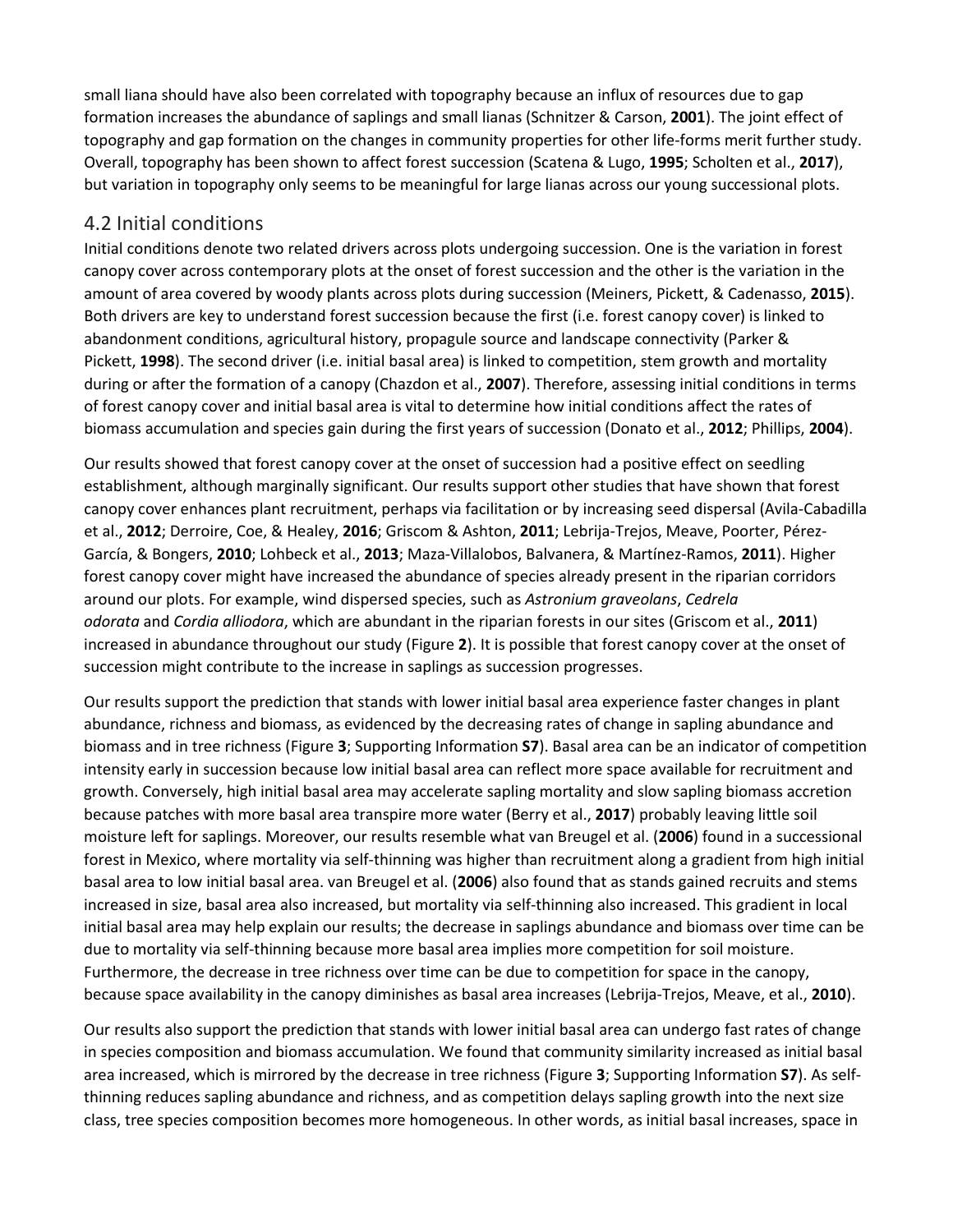small liana should have also been correlated with topography because an influx of resources due to gap formation increases the abundance of saplings and small lianas (Schnitzer & Carson, **2001**). The joint effect of topography and gap formation on the changes in community properties for other life-forms merit further study. Overall, topography has been shown to affect forest succession (Scatena & Lugo, **1995**; Scholten et al., **2017**), but variation in topography only seems to be meaningful for large lianas across our young successional plots.

## 4.2 Initial conditions

Initial conditions denote two related drivers across plots undergoing succession. One is the variation in forest canopy cover across contemporary plots at the onset of forest succession and the other is the variation in the amount of area covered by woody plants across plots during succession (Meiners, Pickett, & Cadenasso, **2015**). Both drivers are key to understand forest succession because the first (i.e. forest canopy cover) is linked to abandonment conditions, agricultural history, propagule source and landscape connectivity (Parker & Pickett, **1998**). The second driver (i.e. initial basal area) is linked to competition, stem growth and mortality during or after the formation of a canopy (Chazdon et al., **2007**). Therefore, assessing initial conditions in terms of forest canopy cover and initial basal area is vital to determine how initial conditions affect the rates of biomass accumulation and species gain during the first years of succession (Donato et al., **2012**; Phillips, **2004**).

Our results showed that forest canopy cover at the onset of succession had a positive effect on seedling establishment, although marginally significant. Our results support other studies that have shown that forest canopy cover enhances plant recruitment, perhaps via facilitation or by increasing seed dispersal (Avila-Cabadilla et al., **2012**; Derroire, Coe, & Healey, **2016**; Griscom & Ashton, **2011**; Lebrija-Trejos, Meave, Poorter, Pérez-García, & Bongers, **2010**; Lohbeck et al., **2013**; Maza-Villalobos, Balvanera, & Martínez-Ramos, **2011**). Higher forest canopy cover might have increased the abundance of species already present in the riparian corridors around our plots. For example, wind dispersed species, such as *Astronium graveolans*, *Cedrela odorata* and *Cordia alliodora*, which are abundant in the riparian forests in our sites (Griscom et al., **2011**) increased in abundance throughout our study (Figure **2**). It is possible that forest canopy cover at the onset of succession might contribute to the increase in saplings as succession progresses.

Our results support the prediction that stands with lower initial basal area experience faster changes in plant abundance, richness and biomass, as evidenced by the decreasing rates of change in sapling abundance and biomass and in tree richness (Figure **3**; Supporting Information **S7**). Basal area can be an indicator of competition intensity early in succession because low initial basal area can reflect more space available for recruitment and growth. Conversely, high initial basal area may accelerate sapling mortality and slow sapling biomass accretion because patches with more basal area transpire more water (Berry et al., **2017**) probably leaving little soil moisture left for saplings. Moreover, our results resemble what van Breugel et al. (**2006**) found in a successional forest in Mexico, where mortality via self-thinning was higher than recruitment along a gradient from high initial basal area to low initial basal area. van Breugel et al. (**2006**) also found that as stands gained recruits and stems increased in size, basal area also increased, but mortality via self-thinning also increased. This gradient in local initial basal area may help explain our results; the decrease in saplings abundance and biomass over time can be due to mortality via self-thinning because more basal area implies more competition for soil moisture. Furthermore, the decrease in tree richness over time can be due to competition for space in the canopy, because space availability in the canopy diminishes as basal area increases (Lebrija-Trejos, Meave, et al., **2010**).

Our results also support the prediction that stands with lower initial basal area can undergo fast rates of change in species composition and biomass accumulation. We found that community similarity increased as initial basal area increased, which is mirrored by the decrease in tree richness (Figure **3**; Supporting Information **S7**). As self-thinning reduces sapling abundance and richness, and as competition delays sapling growth into the next size class, tree species composition becomes more homogeneous. In other words, as initial basal increases, space in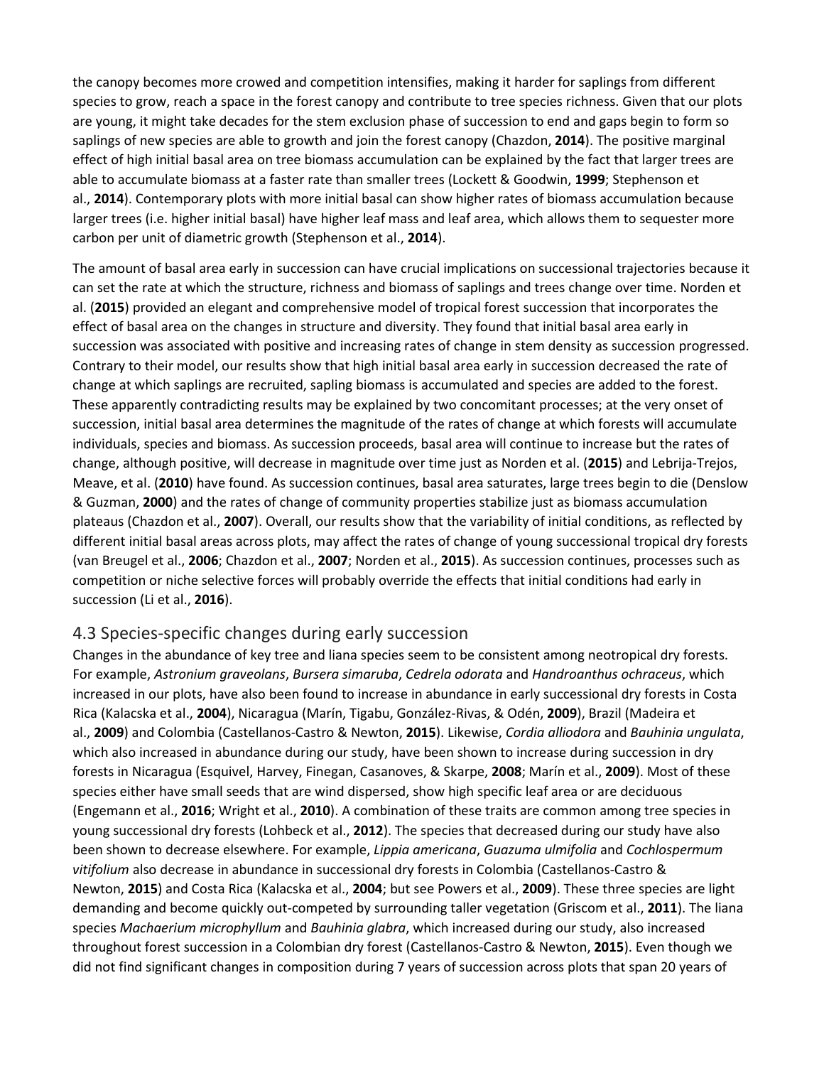the canopy becomes more crowed and competition intensifies, making it harder for saplings from different species to grow, reach a space in the forest canopy and contribute to tree species richness. Given that our plots are young, it might take decades for the stem exclusion phase of succession to end and gaps begin to form so saplings of new species are able to growth and join the forest canopy (Chazdon, **2014**). The positive marginal effect of high initial basal area on tree biomass accumulation can be explained by the fact that larger trees are able to accumulate biomass at a faster rate than smaller trees (Lockett & Goodwin, **1999**; Stephenson et al., **2014**). Contemporary plots with more initial basal can show higher rates of biomass accumulation because larger trees (i.e. higher initial basal) have higher leaf mass and leaf area, which allows them to sequester more carbon per unit of diametric growth (Stephenson et al., **2014**).

The amount of basal area early in succession can have crucial implications on successional trajectories because it can set the rate at which the structure, richness and biomass of saplings and trees change over time. Norden et al. (**2015**) provided an elegant and comprehensive model of tropical forest succession that incorporates the effect of basal area on the changes in structure and diversity. They found that initial basal area early in succession was associated with positive and increasing rates of change in stem density as succession progressed. Contrary to their model, our results show that high initial basal area early in succession decreased the rate of change at which saplings are recruited, sapling biomass is accumulated and species are added to the forest. These apparently contradicting results may be explained by two concomitant processes; at the very onset of succession, initial basal area determines the magnitude of the rates of change at which forests will accumulate individuals, species and biomass. As succession proceeds, basal area will continue to increase but the rates of change, although positive, will decrease in magnitude over time just as Norden et al. (**2015**) and Lebrija-Trejos, Meave, et al. (**2010**) have found. As succession continues, basal area saturates, large trees begin to die (Denslow & Guzman, **2000**) and the rates of change of community properties stabilize just as biomass accumulation plateaus (Chazdon et al., **2007**). Overall, our results show that the variability of initial conditions, as reflected by different initial basal areas across plots, may affect the rates of change of young successional tropical dry forests (van Breugel et al., **2006**; Chazdon et al., **2007**; Norden et al., **2015**). As succession continues, processes such as competition or niche selective forces will probably override the effects that initial conditions had early in succession (Li et al., **2016**).

## 4.3 Species-specific changes during early succession

Changes in the abundance of key tree and liana species seem to be consistent among neotropical dry forests. For example, *Astronium graveolans*, *Bursera simaruba*, *Cedrela odorata* and *Handroanthus ochraceus*, which increased in our plots, have also been found to increase in abundance in early successional dry forests in Costa Rica (Kalacska et al., **2004**), Nicaragua (Marín, Tigabu, González-Rivas, & Odén, **2009**), Brazil (Madeira et al., **2009**) and Colombia (Castellanos-Castro & Newton, **2015**). Likewise, *Cordia alliodora* and *Bauhinia ungulata*, which also increased in abundance during our study, have been shown to increase during succession in dry forests in Nicaragua (Esquivel, Harvey, Finegan, Casanoves, & Skarpe, **2008**; Marín et al., **2009**). Most of these species either have small seeds that are wind dispersed, show high specific leaf area or are deciduous (Engemann et al., **2016**; Wright et al., **2010**). A combination of these traits are common among tree species in young successional dry forests (Lohbeck et al., **2012**). The species that decreased during our study have also been shown to decrease elsewhere. For example, *Lippia americana*, *Guazuma ulmifolia* and *Cochlospermum vitifolium* also decrease in abundance in successional dry forests in Colombia (Castellanos-Castro & Newton, **2015**) and Costa Rica (Kalacska et al., **2004**; but see Powers et al., **2009**). These three species are light demanding and become quickly out-competed by surrounding taller vegetation (Griscom et al., **2011**). The liana species *Machaerium microphyllum* and *Bauhinia glabra*, which increased during our study, also increased throughout forest succession in a Colombian dry forest (Castellanos-Castro & Newton, **2015**). Even though we did not find significant changes in composition during 7 years of succession across plots that span 20 years of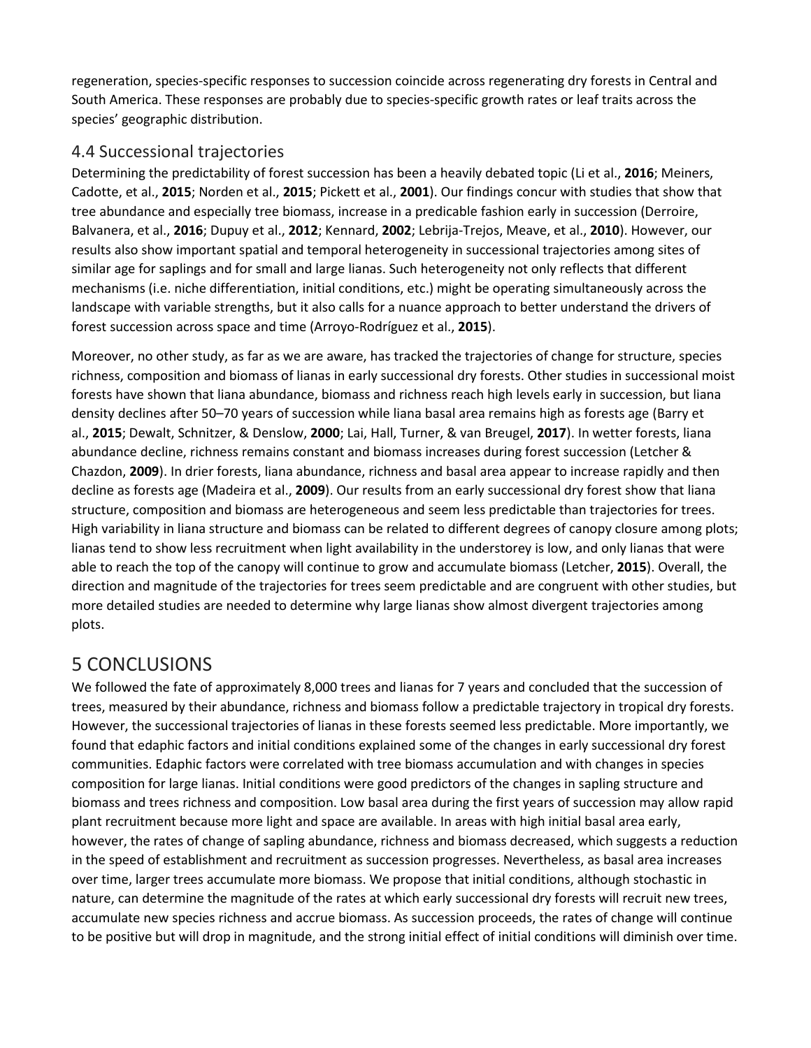regeneration, species-specific responses to succession coincide across regenerating dry forests in Central and South America. These responses are probably due to species-specific growth rates or leaf traits across the species' geographic distribution.

## 4.4 Successional trajectories

Determining the predictability of forest succession has been a heavily debated topic (Li et al., **2016**; Meiners, Cadotte, et al., **2015**; Norden et al., **2015**; Pickett et al., **2001**). Our findings concur with studies that show that tree abundance and especially tree biomass, increase in a predicable fashion early in succession (Derroire, Balvanera, et al., **2016**; Dupuy et al., **2012**; Kennard, **2002**; Lebrija-Trejos, Meave, et al., **2010**). However, our results also show important spatial and temporal heterogeneity in successional trajectories among sites of similar age for saplings and for small and large lianas. Such heterogeneity not only reflects that different mechanisms (i.e. niche differentiation, initial conditions, etc.) might be operating simultaneously across the landscape with variable strengths, but it also calls for a nuance approach to better understand the drivers of forest succession across space and time (Arroyo-Rodríguez et al., **2015**).

Moreover, no other study, as far as we are aware, has tracked the trajectories of change for structure, species richness, composition and biomass of lianas in early successional dry forests. Other studies in successional moist forests have shown that liana abundance, biomass and richness reach high levels early in succession, but liana density declines after 50–70 years of succession while liana basal area remains high as forests age (Barry et al., **2015**; Dewalt, Schnitzer, & Denslow, **2000**; Lai, Hall, Turner, & van Breugel, **2017**). In wetter forests, liana abundance decline, richness remains constant and biomass increases during forest succession (Letcher & Chazdon, **2009**). In drier forests, liana abundance, richness and basal area appear to increase rapidly and then decline as forests age (Madeira et al., **2009**). Our results from an early successional dry forest show that liana structure, composition and biomass are heterogeneous and seem less predictable than trajectories for trees. High variability in liana structure and biomass can be related to different degrees of canopy closure among plots; lianas tend to show less recruitment when light availability in the understorey is low, and only lianas that were able to reach the top of the canopy will continue to grow and accumulate biomass (Letcher, **2015**). Overall, the direction and magnitude of the trajectories for trees seem predictable and are congruent with other studies, but more detailed studies are needed to determine why large lianas show almost divergent trajectories among plots.

# 5 CONCLUSIONS

We followed the fate of approximately 8,000 trees and lianas for 7 years and concluded that the succession of trees, measured by their abundance, richness and biomass follow a predictable trajectory in tropical dry forests. However, the successional trajectories of lianas in these forests seemed less predictable. More importantly, we found that edaphic factors and initial conditions explained some of the changes in early successional dry forest communities. Edaphic factors were correlated with tree biomass accumulation and with changes in species composition for large lianas. Initial conditions were good predictors of the changes in sapling structure and biomass and trees richness and composition. Low basal area during the first years of succession may allow rapid plant recruitment because more light and space are available. In areas with high initial basal area early, however, the rates of change of sapling abundance, richness and biomass decreased, which suggests a reduction in the speed of establishment and recruitment as succession progresses. Nevertheless, as basal area increases over time, larger trees accumulate more biomass. We propose that initial conditions, although stochastic in nature, can determine the magnitude of the rates at which early successional dry forests will recruit new trees, accumulate new species richness and accrue biomass. As succession proceeds, the rates of change will continue to be positive but will drop in magnitude, and the strong initial effect of initial conditions will diminish over time.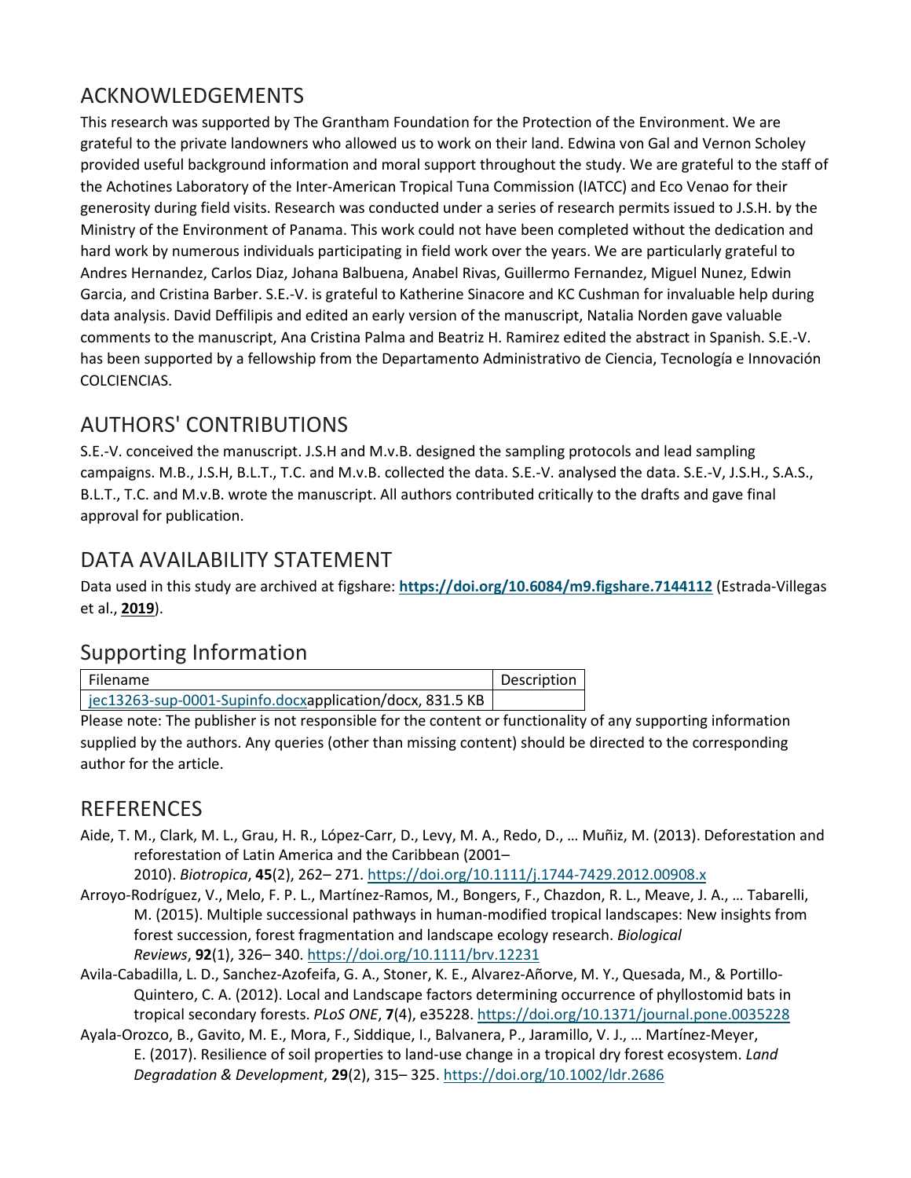## ACKNOWLEDGEMENTS

This research was supported by The Grantham Foundation for the Protection of the Environment. We are grateful to the private landowners who allowed us to work on their land. Edwina von Gal and Vernon Scholey provided useful background information and moral support throughout the study. We are grateful to the staff of the Achotines Laboratory of the Inter-American Tropical Tuna Commission (IATCC) and Eco Venao for their generosity during field visits. Research was conducted under a series of research permits issued to J.S.H. by the Ministry of the Environment of Panama. This work could not have been completed without the dedication and hard work by numerous individuals participating in field work over the years. We are particularly grateful to Andres Hernandez, Carlos Diaz, Johana Balbuena, Anabel Rivas, Guillermo Fernandez, Miguel Nunez, Edwin Garcia, and Cristina Barber. S.E.-V. is grateful to Katherine Sinacore and KC Cushman for invaluable help during data analysis. David Deffilipis and edited an early version of the manuscript, Natalia Norden gave valuable comments to the manuscript, Ana Cristina Palma and Beatriz H. Ramirez edited the abstract in Spanish. S.E.-V. has been supported by a fellowship from the Departamento Administrativo de Ciencia, Tecnología e Innovación COLCIENCIAS.

## AUTHORS' CONTRIBUTIONS

S.E.-V. conceived the manuscript. J.S.H and M.v.B. designed the sampling protocols and lead sampling campaigns. M.B., J.S.H, B.L.T., T.C. and M.v.B. collected the data. S.E.-V. analysed the data. S.E.-V, J.S.H., S.A.S., B.L.T., T.C. and M.v.B. wrote the manuscript. All authors contributed critically to the drafts and gave final approval for publication.

## DATA AVAILABILITY STATEMENT

Data used in this study are archived at figshare: **https://doi.org/10.6084/m9.figshare.7144112** (Estrada-Villegas et al., **2019**).

## Supporting Information

| Filename | Description |
| --- | --- |
| jec13263-sup-0001-Supinfo.docxapplication/docx, 831.5 KB | |

Please note: The publisher is not responsible for the content or functionality of any supporting information supplied by the authors. Any queries (other than missing content) should be directed to the corresponding author for the article.

## REFERENCES

Aide, T. M., Clark, M. L., Grau, H. R., López-Carr, D., Levy, M. A., Redo, D., … Muñiz, M. (2013). Deforestation and reforestation of Latin America and the Caribbean (2001–2010). *Biotropica*, **45**(2), 262– 271. https://doi.org/10.1111/j.1744-7429.2012.00908.x

Arroyo-Rodríguez, V., Melo, F. P. L., Martínez-Ramos, M., Bongers, F., Chazdon, R. L., Meave, J. A., … Tabarelli, M. (2015). Multiple successional pathways in human-modified tropical landscapes: New insights from forest succession, forest fragmentation and landscape ecology research. *Biological Reviews*, **92**(1), 326– 340. https://doi.org/10.1111/brv.12231

Avila-Cabadilla, L. D., Sanchez-Azofeifa, G. A., Stoner, K. E., Alvarez-Añorve, M. Y., Quesada, M., & Portillo-Quintero, C. A. (2012). Local and Landscape factors determining occurrence of phyllostomid bats in tropical secondary forests. *PLoS ONE*, **7**(4), e35228. https://doi.org/10.1371/journal.pone.0035228

Ayala-Orozco, B., Gavito, M. E., Mora, F., Siddique, I., Balvanera, P., Jaramillo, V. J., … Martínez-Meyer, E. (2017). Resilience of soil properties to land-use change in a tropical dry forest ecosystem. *Land Degradation & Development*, **29**(2), 315– 325. https://doi.org/10.1002/ldr.2686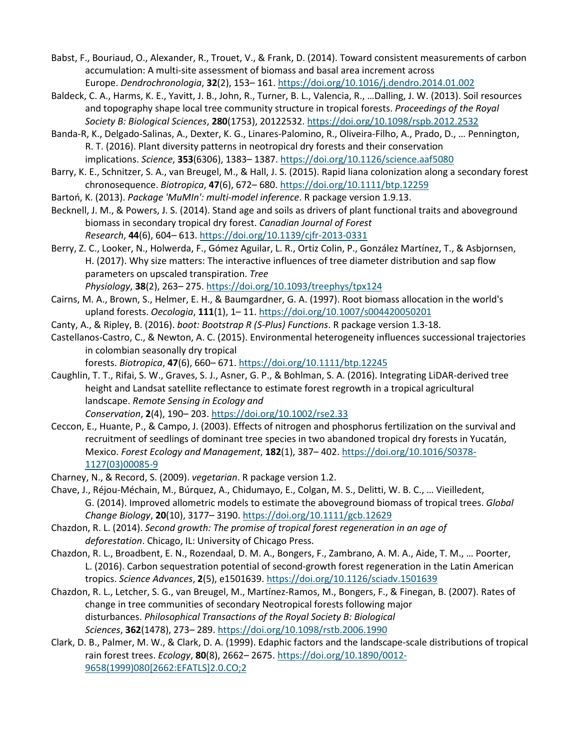Babst, F., Bouriaud, O., Alexander, R., Trouet, V., & Frank, D. (2014). Toward consistent measurements of carbon accumulation: A multi-site assessment of biomass and basal area increment across Europe. *Dendrochronologia*, **32**(2), 153– 161. https://doi.org/10.1016/j.dendro.2014.01.002

Baldeck, C. A., Harms, K. E., Yavitt, J. B., John, R., Turner, B. L., Valencia, R., …Dalling, J. W. (2013). Soil resources and topography shape local tree community structure in tropical forests. *Proceedings of the Royal Society B: Biological Sciences*, **280**(1753), 20122532. https://doi.org/10.1098/rspb.2012.2532

Banda-R, K., Delgado-Salinas, A., Dexter, K. G., Linares-Palomino, R., Oliveira-Filho, A., Prado, D., … Pennington, R. T. (2016). Plant diversity patterns in neotropical dry forests and their conservation implications. *Science*, **353**(6306), 1383– 1387. https://doi.org/10.1126/science.aaf5080

Barry, K. E., Schnitzer, S. A., van Breugel, M., & Hall, J. S. (2015). Rapid liana colonization along a secondary forest chronosequence. *Biotropica*, **47**(6), 672– 680. https://doi.org/10.1111/btp.12259

Bartoń, K. (2013). *Package 'MuMIn': multi-model inference*. R package version 1.9.13.

Becknell, J. M., & Powers, J. S. (2014). Stand age and soils as drivers of plant functional traits and aboveground biomass in secondary tropical dry forest. *Canadian Journal of Forest Research*, **44**(6), 604– 613. https://doi.org/10.1139/cjfr-2013-0331

Berry, Z. C., Looker, N., Holwerda, F., Gómez Aguilar, L. R., Ortiz Colin, P., González Martínez, T., & Asbjornsen, H. (2017). Why size matters: The interactive influences of tree diameter distribution and sap flow parameters on upscaled transpiration. *Tree Physiology*, **38**(2), 263– 275. https://doi.org/10.1093/treephys/tpx124

Cairns, M. A., Brown, S., Helmer, E. H., & Baumgardner, G. A. (1997). Root biomass allocation in the world's upland forests. *Oecologia*, **111**(1), 1– 11. https://doi.org/10.1007/s004420050201

Canty, A., & Ripley, B. (2016). *boot: Bootstrap R (S-Plus) Functions*. R package version 1.3-18.

Castellanos-Castro, C., & Newton, A. C. (2015). Environmental heterogeneity influences successional trajectories in colombian seasonally dry tropical forests. *Biotropica*, **47**(6), 660– 671. https://doi.org/10.1111/btp.12245

Caughlin, T. T., Rifai, S. W., Graves, S. J., Asner, G. P., & Bohlman, S. A. (2016). Integrating LiDAR-derived tree height and Landsat satellite reflectance to estimate forest regrowth in a tropical agricultural landscape. *Remote Sensing in Ecology and Conservation*, **2**(4), 190– 203. https://doi.org/10.1002/rse2.33

Ceccon, E., Huante, P., & Campo, J. (2003). Effects of nitrogen and phosphorus fertilization on the survival and recruitment of seedlings of dominant tree species in two abandoned tropical dry forests in Yucatán, Mexico. *Forest Ecology and Management*, **182**(1), 387– 402. https://doi.org/10.1016/S0378-1127(03)00085-9

Charney, N., & Record, S. (2009). *vegetarian*. R package version 1.2.

Chave, J., Réjou-Méchain, M., Búrquez, A., Chidumayo, E., Colgan, M. S., Delitti, W. B. C., … Vieilledent, G. (2014). Improved allometric models to estimate the aboveground biomass of tropical trees. *Global Change Biology*, **20**(10), 3177– 3190. https://doi.org/10.1111/gcb.12629

Chazdon, R. L. (2014). *Second growth: The promise of tropical forest regeneration in an age of deforestation*. Chicago, IL: University of Chicago Press.

Chazdon, R. L., Broadbent, E. N., Rozendaal, D. M. A., Bongers, F., Zambrano, A. M. A., Aide, T. M., … Poorter, L. (2016). Carbon sequestration potential of second-growth forest regeneration in the Latin American tropics. *Science Advances*, **2**(5), e1501639. https://doi.org/10.1126/sciadv.1501639

Chazdon, R. L., Letcher, S. G., van Breugel, M., Martínez-Ramos, M., Bongers, F., & Finegan, B. (2007). Rates of change in tree communities of secondary Neotropical forests following major disturbances. *Philosophical Transactions of the Royal Society B: Biological Sciences*, **362**(1478), 273– 289. https://doi.org/10.1098/rstb.2006.1990

Clark, D. B., Palmer, M. W., & Clark, D. A. (1999). Edaphic factors and the landscape-scale distributions of tropical rain forest trees. *Ecology*, **80**(8), 2662– 2675. https://doi.org/10.1890/0012-9658(1999)080[2662:EFATLS]2.0.CO;2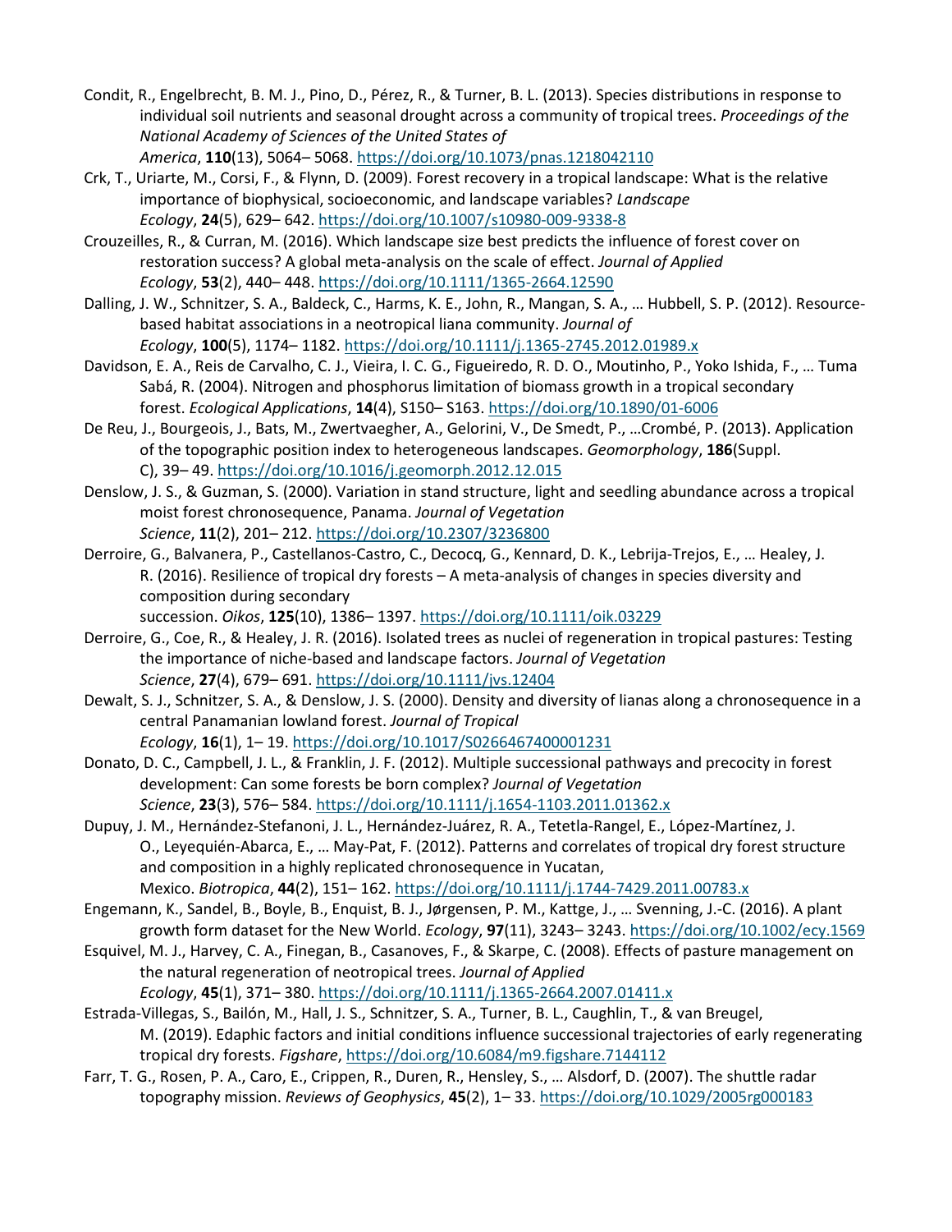Condit, R., Engelbrecht, B. M. J., Pino, D., Pérez, R., & Turner, B. L. (2013). Species distributions in response to individual soil nutrients and seasonal drought across a community of tropical trees. *Proceedings of the National Academy of Sciences of the United States of America*, **110**(13), 5064– 5068. https://doi.org/10.1073/pnas.1218042110

Crk, T., Uriarte, M., Corsi, F., & Flynn, D. (2009). Forest recovery in a tropical landscape: What is the relative importance of biophysical, socioeconomic, and landscape variables? *Landscape Ecology*, **24**(5), 629– 642. https://doi.org/10.1007/s10980-009-9338-8

Crouzeilles, R., & Curran, M. (2016). Which landscape size best predicts the influence of forest cover on restoration success? A global meta-analysis on the scale of effect. *Journal of Applied Ecology*, **53**(2), 440– 448. https://doi.org/10.1111/1365-2664.12590

Dalling, J. W., Schnitzer, S. A., Baldeck, C., Harms, K. E., John, R., Mangan, S. A., … Hubbell, S. P. (2012). Resource-based habitat associations in a neotropical liana community. *Journal of Ecology*, **100**(5), 1174– 1182. https://doi.org/10.1111/j.1365-2745.2012.01989.x

Davidson, E. A., Reis de Carvalho, C. J., Vieira, I. C. G., Figueiredo, R. D. O., Moutinho, P., Yoko Ishida, F., … Tuma Sabá, R. (2004). Nitrogen and phosphorus limitation of biomass growth in a tropical secondary forest. *Ecological Applications*, **14**(4), S150– S163. https://doi.org/10.1890/01-6006

De Reu, J., Bourgeois, J., Bats, M., Zwertvaegher, A., Gelorini, V., De Smedt, P., …Crombé, P. (2013). Application of the topographic position index to heterogeneous landscapes. *Geomorphology*, **186**(Suppl. C), 39– 49. https://doi.org/10.1016/j.geomorph.2012.12.015

Denslow, J. S., & Guzman, S. (2000). Variation in stand structure, light and seedling abundance across a tropical moist forest chronosequence, Panama. *Journal of Vegetation Science*, **11**(2), 201– 212. https://doi.org/10.2307/3236800

Derroire, G., Balvanera, P., Castellanos-Castro, C., Decocq, G., Kennard, D. K., Lebrija-Trejos, E., … Healey, J. R. (2016). Resilience of tropical dry forests – A meta-analysis of changes in species diversity and composition during secondary succession. *Oikos*, **125**(10), 1386– 1397. https://doi.org/10.1111/oik.03229

Derroire, G., Coe, R., & Healey, J. R. (2016). Isolated trees as nuclei of regeneration in tropical pastures: Testing the importance of niche-based and landscape factors. *Journal of Vegetation Science*, **27**(4), 679– 691. https://doi.org/10.1111/jvs.12404

Dewalt, S. J., Schnitzer, S. A., & Denslow, J. S. (2000). Density and diversity of lianas along a chronosequence in a central Panamanian lowland forest. *Journal of Tropical Ecology*, **16**(1), 1– 19. https://doi.org/10.1017/S0266467400001231

Donato, D. C., Campbell, J. L., & Franklin, J. F. (2012). Multiple successional pathways and precocity in forest development: Can some forests be born complex? *Journal of Vegetation Science*, **23**(3), 576– 584. https://doi.org/10.1111/j.1654-1103.2011.01362.x

Dupuy, J. M., Hernández-Stefanoni, J. L., Hernández-Juárez, R. A., Tetetla-Rangel, E., López-Martínez, J. O., Leyequién-Abarca, E., … May-Pat, F. (2012). Patterns and correlates of tropical dry forest structure and composition in a highly replicated chronosequence in Yucatan, Mexico. *Biotropica*, **44**(2), 151– 162. https://doi.org/10.1111/j.1744-7429.2011.00783.x

Engemann, K., Sandel, B., Boyle, B., Enquist, B. J., Jørgensen, P. M., Kattge, J., … Svenning, J.-C. (2016). A plant growth form dataset for the New World. *Ecology*, **97**(11), 3243– 3243. https://doi.org/10.1002/ecy.1569

Esquivel, M. J., Harvey, C. A., Finegan, B., Casanoves, F., & Skarpe, C. (2008). Effects of pasture management on the natural regeneration of neotropical trees. *Journal of Applied Ecology*, **45**(1), 371– 380. https://doi.org/10.1111/j.1365-2664.2007.01411.x

Estrada-Villegas, S., Bailón, M., Hall, J. S., Schnitzer, S. A., Turner, B. L., Caughlin, T., & van Breugel, M. (2019). Edaphic factors and initial conditions influence successional trajectories of early regenerating tropical dry forests. *Figshare*, https://doi.org/10.6084/m9.figshare.7144112

Farr, T. G., Rosen, P. A., Caro, E., Crippen, R., Duren, R., Hensley, S., … Alsdorf, D. (2007). The shuttle radar topography mission. *Reviews of Geophysics*, **45**(2), 1– 33. https://doi.org/10.1029/2005rg000183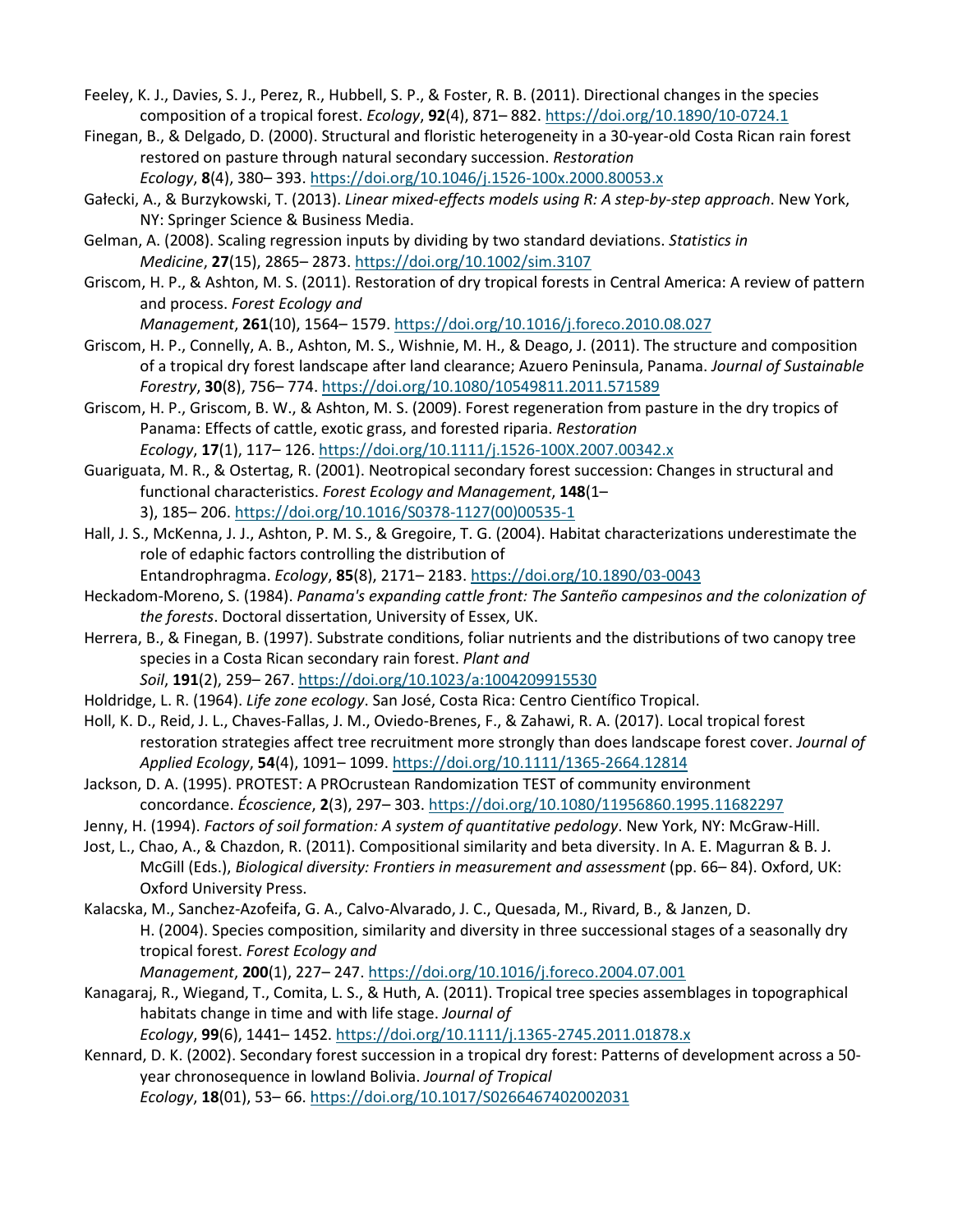Feeley, K. J., Davies, S. J., Perez, R., Hubbell, S. P., & Foster, R. B. (2011). Directional changes in the species composition of a tropical forest. *Ecology*, **92**(4), 871– 882. https://doi.org/10.1890/10-0724.1

Finegan, B., & Delgado, D. (2000). Structural and floristic heterogeneity in a 30-year-old Costa Rican rain forest restored on pasture through natural secondary succession. *Restoration Ecology*, **8**(4), 380– 393. https://doi.org/10.1046/j.1526-100x.2000.80053.x

Gałecki, A., & Burzykowski, T. (2013). *Linear mixed-effects models using R: A step-by-step approach*. New York, NY: Springer Science & Business Media.

Gelman, A. (2008). Scaling regression inputs by dividing by two standard deviations. *Statistics in Medicine*, **27**(15), 2865– 2873. https://doi.org/10.1002/sim.3107

Griscom, H. P., & Ashton, M. S. (2011). Restoration of dry tropical forests in Central America: A review of pattern and process. *Forest Ecology and Management*, **261**(10), 1564– 1579. https://doi.org/10.1016/j.foreco.2010.08.027

Griscom, H. P., Connelly, A. B., Ashton, M. S., Wishnie, M. H., & Deago, J. (2011). The structure and composition of a tropical dry forest landscape after land clearance; Azuero Peninsula, Panama. *Journal of Sustainable Forestry*, **30**(8), 756– 774. https://doi.org/10.1080/10549811.2011.571589

Griscom, H. P., Griscom, B. W., & Ashton, M. S. (2009). Forest regeneration from pasture in the dry tropics of Panama: Effects of cattle, exotic grass, and forested riparia. *Restoration Ecology*, **17**(1), 117– 126. https://doi.org/10.1111/j.1526-100X.2007.00342.x

Guariguata, M. R., & Ostertag, R. (2001). Neotropical secondary forest succession: Changes in structural and functional characteristics. *Forest Ecology and Management*, **148**(1–3), 185– 206. https://doi.org/10.1016/S0378-1127(00)00535-1

Hall, J. S., McKenna, J. J., Ashton, P. M. S., & Gregoire, T. G. (2004). Habitat characterizations underestimate the role of edaphic factors controlling the distribution of Entandrophragma. *Ecology*, **85**(8), 2171– 2183. https://doi.org/10.1890/03-0043

Heckadom-Moreno, S. (1984). *Panama's expanding cattle front: The Santeño campesinos and the colonization of the forests*. Doctoral dissertation, University of Essex, UK.

Herrera, B., & Finegan, B. (1997). Substrate conditions, foliar nutrients and the distributions of two canopy tree species in a Costa Rican secondary rain forest. *Plant and Soil*, **191**(2), 259– 267. https://doi.org/10.1023/a:1004209915530

Holdridge, L. R. (1964). *Life zone ecology*. San José, Costa Rica: Centro Científico Tropical.

Holl, K. D., Reid, J. L., Chaves-Fallas, J. M., Oviedo-Brenes, F., & Zahawi, R. A. (2017). Local tropical forest restoration strategies affect tree recruitment more strongly than does landscape forest cover. *Journal of Applied Ecology*, **54**(4), 1091– 1099. https://doi.org/10.1111/1365-2664.12814

Jackson, D. A. (1995). PROTEST: A PROcrustean Randomization TEST of community environment concordance. *Écoscience*, **2**(3), 297– 303. https://doi.org/10.1080/11956860.1995.11682297

Jenny, H. (1994). *Factors of soil formation: A system of quantitative pedology*. New York, NY: McGraw-Hill.

Jost, L., Chao, A., & Chazdon, R. (2011). Compositional similarity and beta diversity. In A. E. Magurran & B. J. McGill (Eds.), *Biological diversity: Frontiers in measurement and assessment* (pp. 66– 84). Oxford, UK: Oxford University Press.

Kalacska, M., Sanchez-Azofeifa, G. A., Calvo-Alvarado, J. C., Quesada, M., Rivard, B., & Janzen, D. H. (2004). Species composition, similarity and diversity in three successional stages of a seasonally dry tropical forest. *Forest Ecology and Management*, **200**(1), 227– 247. https://doi.org/10.1016/j.foreco.2004.07.001

Kanagaraj, R., Wiegand, T., Comita, L. S., & Huth, A. (2011). Tropical tree species assemblages in topographical habitats change in time and with life stage. *Journal of Ecology*, **99**(6), 1441– 1452. https://doi.org/10.1111/j.1365-2745.2011.01878.x

Kennard, D. K. (2002). Secondary forest succession in a tropical dry forest: Patterns of development across a 50-year chronosequence in lowland Bolivia. *Journal of Tropical Ecology*, **18**(01), 53– 66. https://doi.org/10.1017/S0266467402002031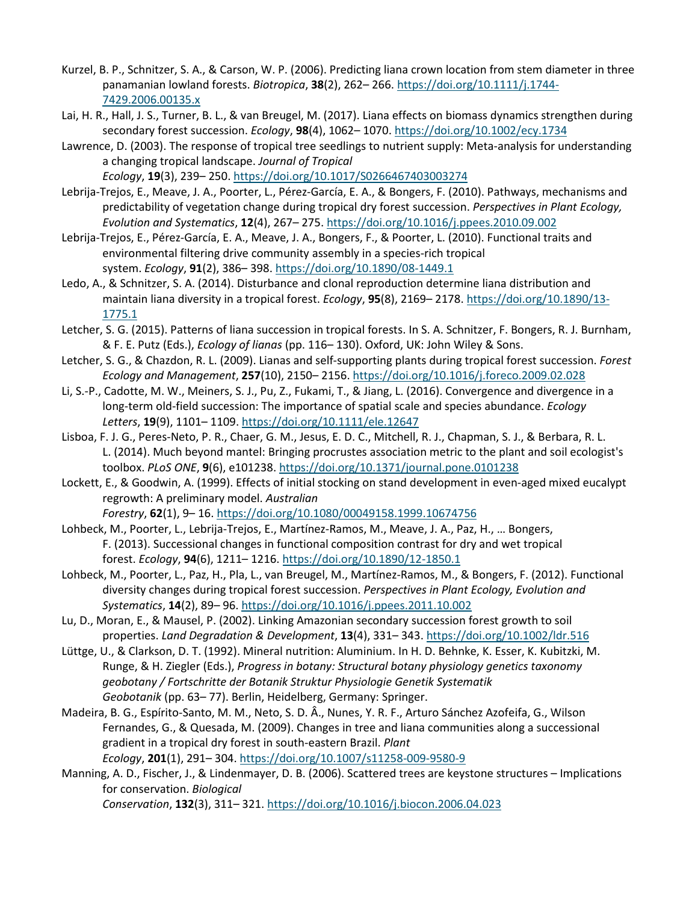Kurzel, B. P., Schnitzer, S. A., & Carson, W. P. (2006). Predicting liana crown location from stem diameter in three panamanian lowland forests. *Biotropica*, **38**(2), 262– 266. https://doi.org/10.1111/j.1744-7429.2006.00135.x

Lai, H. R., Hall, J. S., Turner, B. L., & van Breugel, M. (2017). Liana effects on biomass dynamics strengthen during secondary forest succession. *Ecology*, **98**(4), 1062– 1070. https://doi.org/10.1002/ecy.1734

Lawrence, D. (2003). The response of tropical tree seedlings to nutrient supply: Meta-analysis for understanding a changing tropical landscape. *Journal of Tropical Ecology*, **19**(3), 239– 250. https://doi.org/10.1017/S0266467403003274

Lebrija-Trejos, E., Meave, J. A., Poorter, L., Pérez-García, E. A., & Bongers, F. (2010). Pathways, mechanisms and predictability of vegetation change during tropical dry forest succession. *Perspectives in Plant Ecology, Evolution and Systematics*, **12**(4), 267– 275. https://doi.org/10.1016/j.ppees.2010.09.002

Lebrija-Trejos, E., Pérez-García, E. A., Meave, J. A., Bongers, F., & Poorter, L. (2010). Functional traits and environmental filtering drive community assembly in a species-rich tropical system. *Ecology*, **91**(2), 386– 398. https://doi.org/10.1890/08-1449.1

Ledo, A., & Schnitzer, S. A. (2014). Disturbance and clonal reproduction determine liana distribution and maintain liana diversity in a tropical forest. *Ecology*, **95**(8), 2169– 2178. https://doi.org/10.1890/13-1775.1

Letcher, S. G. (2015). Patterns of liana succession in tropical forests. In S. A. Schnitzer, F. Bongers, R. J. Burnham, & F. E. Putz (Eds.), *Ecology of lianas* (pp. 116– 130). Oxford, UK: John Wiley & Sons.

Letcher, S. G., & Chazdon, R. L. (2009). Lianas and self-supporting plants during tropical forest succession. *Forest Ecology and Management*, **257**(10), 2150– 2156. https://doi.org/10.1016/j.foreco.2009.02.028

Li, S.-P., Cadotte, M. W., Meiners, S. J., Pu, Z., Fukami, T., & Jiang, L. (2016). Convergence and divergence in a long-term old-field succession: The importance of spatial scale and species abundance. *Ecology Letters*, **19**(9), 1101– 1109. https://doi.org/10.1111/ele.12647

Lisboa, F. J. G., Peres-Neto, P. R., Chaer, G. M., Jesus, E. D. C., Mitchell, R. J., Chapman, S. J., & Berbara, R. L. L. (2014). Much beyond mantel: Bringing procrustes association metric to the plant and soil ecologist's toolbox. *PLoS ONE*, **9**(6), e101238. https://doi.org/10.1371/journal.pone.0101238

Lockett, E., & Goodwin, A. (1999). Effects of initial stocking on stand development in even-aged mixed eucalypt regrowth: A preliminary model. *Australian Forestry*, **62**(1), 9– 16. https://doi.org/10.1080/00049158.1999.10674756

Lohbeck, M., Poorter, L., Lebrija-Trejos, E., Martínez-Ramos, M., Meave, J. A., Paz, H., … Bongers, F. (2013). Successional changes in functional composition contrast for dry and wet tropical forest. *Ecology*, **94**(6), 1211– 1216. https://doi.org/10.1890/12-1850.1

Lohbeck, M., Poorter, L., Paz, H., Pla, L., van Breugel, M., Martínez-Ramos, M., & Bongers, F. (2012). Functional diversity changes during tropical forest succession. *Perspectives in Plant Ecology, Evolution and Systematics*, **14**(2), 89– 96. https://doi.org/10.1016/j.ppees.2011.10.002

Lu, D., Moran, E., & Mausel, P. (2002). Linking Amazonian secondary succession forest growth to soil properties. *Land Degradation & Development*, **13**(4), 331– 343. https://doi.org/10.1002/ldr.516

Lüttge, U., & Clarkson, D. T. (1992). Mineral nutrition: Aluminium. In H. D. Behnke, K. Esser, K. Kubitzki, M. Runge, & H. Ziegler (Eds.), *Progress in botany: Structural botany physiology genetics taxonomy geobotany / Fortschritte der Botanik Struktur Physiologie Genetik Systematik Geobotanik* (pp. 63– 77). Berlin, Heidelberg, Germany: Springer.

Madeira, B. G., Espírito-Santo, M. M., Neto, S. D. Â., Nunes, Y. R. F., Arturo Sánchez Azofeifa, G., Wilson Fernandes, G., & Quesada, M. (2009). Changes in tree and liana communities along a successional gradient in a tropical dry forest in south-eastern Brazil. *Plant Ecology*, **201**(1), 291– 304. https://doi.org/10.1007/s11258-009-9580-9

Manning, A. D., Fischer, J., & Lindenmayer, D. B. (2006). Scattered trees are keystone structures – Implications for conservation. *Biological Conservation*, **132**(3), 311– 321. https://doi.org/10.1016/j.biocon.2006.04.023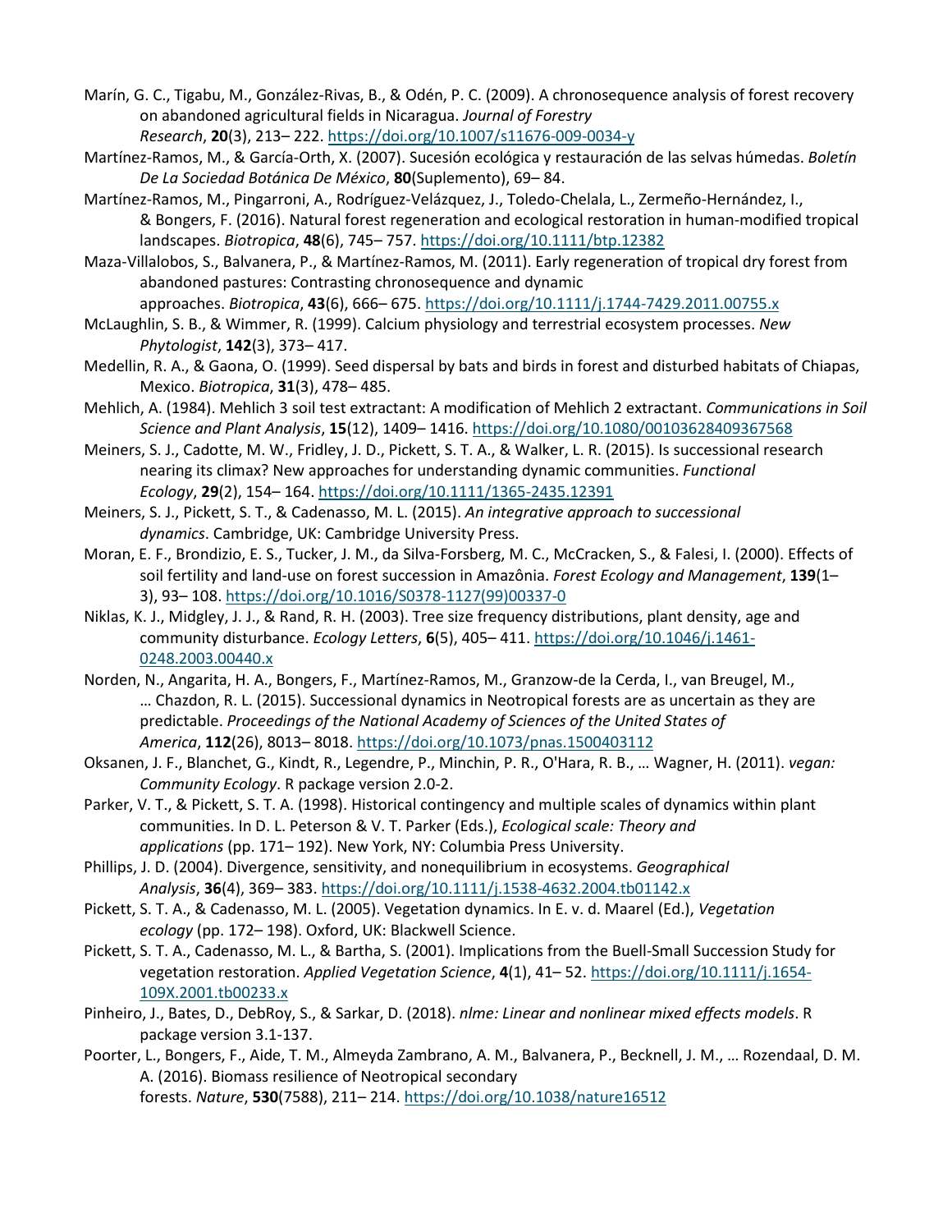Marín, G. C., Tigabu, M., González-Rivas, B., & Odén, P. C. (2009). A chronosequence analysis of forest recovery on abandoned agricultural fields in Nicaragua. *Journal of Forestry Research*, **20**(3), 213– 222. https://doi.org/10.1007/s11676-009-0034-y

Martínez-Ramos, M., & García-Orth, X. (2007). Sucesión ecológica y restauración de las selvas húmedas. *Boletín De La Sociedad Botánica De México*, **80**(Suplemento), 69– 84.

Martínez-Ramos, M., Pingarroni, A., Rodríguez-Velázquez, J., Toledo-Chelala, L., Zermeño-Hernández, I., & Bongers, F. (2016). Natural forest regeneration and ecological restoration in human-modified tropical landscapes. *Biotropica*, **48**(6), 745– 757. https://doi.org/10.1111/btp.12382

Maza-Villalobos, S., Balvanera, P., & Martínez-Ramos, M. (2011). Early regeneration of tropical dry forest from abandoned pastures: Contrasting chronosequence and dynamic approaches. *Biotropica*, **43**(6), 666– 675. https://doi.org/10.1111/j.1744-7429.2011.00755.x

McLaughlin, S. B., & Wimmer, R. (1999). Calcium physiology and terrestrial ecosystem processes. *New Phytologist*, **142**(3), 373– 417.

Medellin, R. A., & Gaona, O. (1999). Seed dispersal by bats and birds in forest and disturbed habitats of Chiapas, Mexico. *Biotropica*, **31**(3), 478– 485.

Mehlich, A. (1984). Mehlich 3 soil test extractant: A modification of Mehlich 2 extractant. *Communications in Soil Science and Plant Analysis*, **15**(12), 1409– 1416. https://doi.org/10.1080/00103628409367568

Meiners, S. J., Cadotte, M. W., Fridley, J. D., Pickett, S. T. A., & Walker, L. R. (2015). Is successional research nearing its climax? New approaches for understanding dynamic communities. *Functional Ecology*, **29**(2), 154– 164. https://doi.org/10.1111/1365-2435.12391

Meiners, S. J., Pickett, S. T., & Cadenasso, M. L. (2015). *An integrative approach to successional dynamics*. Cambridge, UK: Cambridge University Press.

Moran, E. F., Brondizio, E. S., Tucker, J. M., da Silva-Forsberg, M. C., McCracken, S., & Falesi, I. (2000). Effects of soil fertility and land-use on forest succession in Amazônia. *Forest Ecology and Management*, **139**(1–3), 93– 108. https://doi.org/10.1016/S0378-1127(99)00337-0

Niklas, K. J., Midgley, J. J., & Rand, R. H. (2003). Tree size frequency distributions, plant density, age and community disturbance. *Ecology Letters*, **6**(5), 405– 411. https://doi.org/10.1046/j.1461-0248.2003.00440.x

Norden, N., Angarita, H. A., Bongers, F., Martínez-Ramos, M., Granzow-de la Cerda, I., van Breugel, M., … Chazdon, R. L. (2015). Successional dynamics in Neotropical forests are as uncertain as they are predictable. *Proceedings of the National Academy of Sciences of the United States of America*, **112**(26), 8013– 8018. https://doi.org/10.1073/pnas.1500403112

Oksanen, J. F., Blanchet, G., Kindt, R., Legendre, P., Minchin, P. R., O'Hara, R. B., … Wagner, H. (2011). *vegan: Community Ecology*. R package version 2.0-2.

Parker, V. T., & Pickett, S. T. A. (1998). Historical contingency and multiple scales of dynamics within plant communities. In D. L. Peterson & V. T. Parker (Eds.), *Ecological scale: Theory and applications* (pp. 171– 192). New York, NY: Columbia Press University.

Phillips, J. D. (2004). Divergence, sensitivity, and nonequilibrium in ecosystems. *Geographical Analysis*, **36**(4), 369– 383. https://doi.org/10.1111/j.1538-4632.2004.tb01142.x

Pickett, S. T. A., & Cadenasso, M. L. (2005). Vegetation dynamics. In E. v. d. Maarel (Ed.), *Vegetation ecology* (pp. 172– 198). Oxford, UK: Blackwell Science.

Pickett, S. T. A., Cadenasso, M. L., & Bartha, S. (2001). Implications from the Buell-Small Succession Study for vegetation restoration. *Applied Vegetation Science*, **4**(1), 41– 52. https://doi.org/10.1111/j.1654-109X.2001.tb00233.x

Pinheiro, J., Bates, D., DebRoy, S., & Sarkar, D. (2018). *nlme: Linear and nonlinear mixed effects models*. R package version 3.1-137.

Poorter, L., Bongers, F., Aide, T. M., Almeyda Zambrano, A. M., Balvanera, P., Becknell, J. M., … Rozendaal, D. M. A. (2016). Biomass resilience of Neotropical secondary forests. *Nature*, **530**(7588), 211– 214. https://doi.org/10.1038/nature16512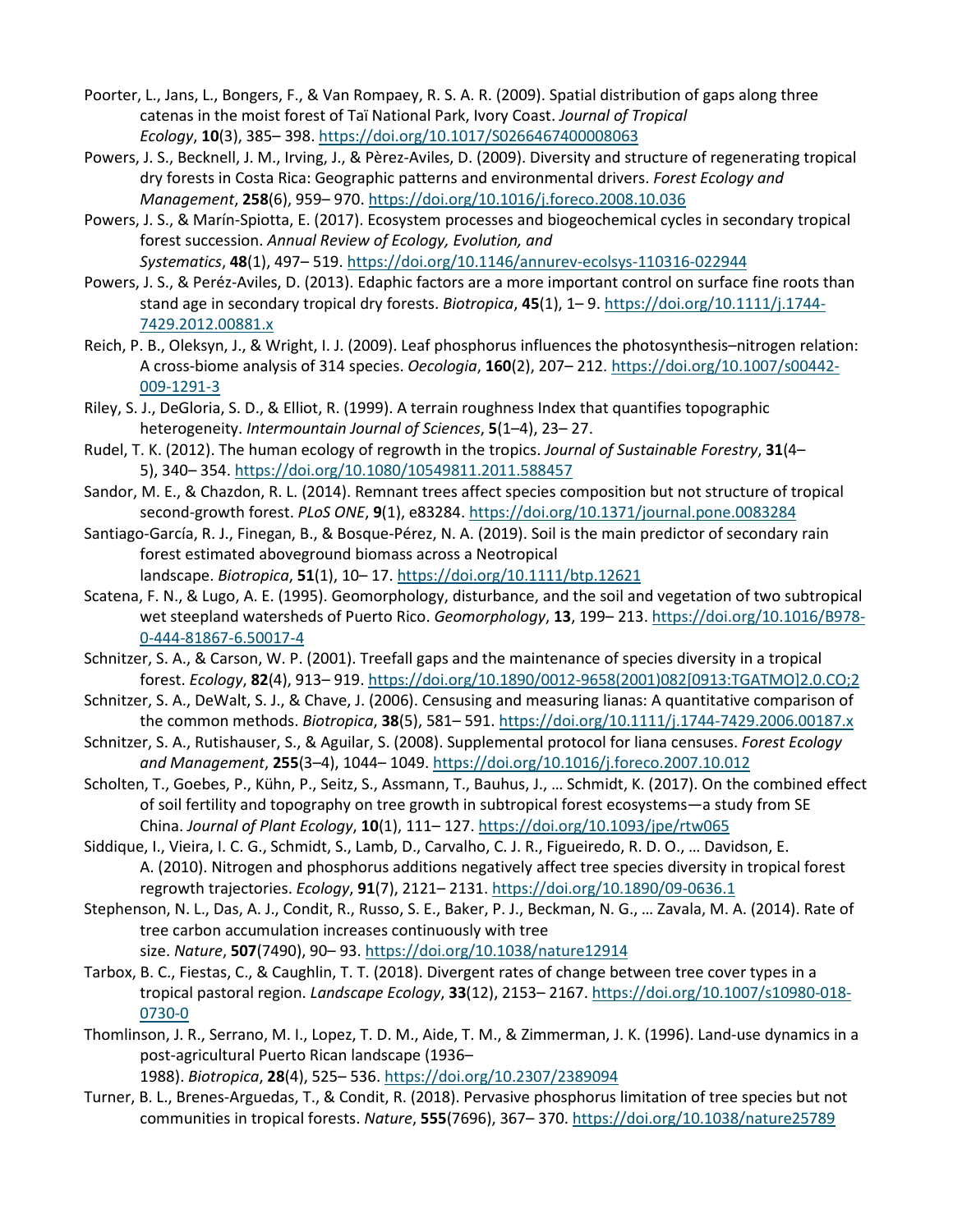Poorter, L., Jans, L., Bongers, F., & Van Rompaey, R. S. A. R. (2009). Spatial distribution of gaps along three catenas in the moist forest of Taï National Park, Ivory Coast. *Journal of Tropical Ecology*, **10**(3), 385– 398. https://doi.org/10.1017/S0266467400008063

Powers, J. S., Becknell, J. M., Irving, J., & Pèrez-Aviles, D. (2009). Diversity and structure of regenerating tropical dry forests in Costa Rica: Geographic patterns and environmental drivers. *Forest Ecology and Management*, **258**(6), 959– 970. https://doi.org/10.1016/j.foreco.2008.10.036

Powers, J. S., & Marín-Spiotta, E. (2017). Ecosystem processes and biogeochemical cycles in secondary tropical forest succession. *Annual Review of Ecology, Evolution, and Systematics*, **48**(1), 497– 519. https://doi.org/10.1146/annurev-ecolsys-110316-022944

Powers, J. S., & Peréz-Aviles, D. (2013). Edaphic factors are a more important control on surface fine roots than stand age in secondary tropical dry forests. *Biotropica*, **45**(1), 1– 9. https://doi.org/10.1111/j.1744-7429.2012.00881.x

Reich, P. B., Oleksyn, J., & Wright, I. J. (2009). Leaf phosphorus influences the photosynthesis–nitrogen relation: A cross-biome analysis of 314 species. *Oecologia*, **160**(2), 207– 212. https://doi.org/10.1007/s00442-009-1291-3

Riley, S. J., DeGloria, S. D., & Elliot, R. (1999). A terrain roughness Index that quantifies topographic heterogeneity. *Intermountain Journal of Sciences*, **5**(1–4), 23– 27.

Rudel, T. K. (2012). The human ecology of regrowth in the tropics. *Journal of Sustainable Forestry*, **31**(4–5), 340– 354. https://doi.org/10.1080/10549811.2011.588457

Sandor, M. E., & Chazdon, R. L. (2014). Remnant trees affect species composition but not structure of tropical second-growth forest. *PLoS ONE*, **9**(1), e83284. https://doi.org/10.1371/journal.pone.0083284

Santiago-García, R. J., Finegan, B., & Bosque-Pérez, N. A. (2019). Soil is the main predictor of secondary rain forest estimated aboveground biomass across a Neotropical landscape. *Biotropica*, **51**(1), 10– 17. https://doi.org/10.1111/btp.12621

Scatena, F. N., & Lugo, A. E. (1995). Geomorphology, disturbance, and the soil and vegetation of two subtropical wet steepland watersheds of Puerto Rico. *Geomorphology*, **13**, 199– 213. https://doi.org/10.1016/B978-0-444-81867-6.50017-4

Schnitzer, S. A., & Carson, W. P. (2001). Treefall gaps and the maintenance of species diversity in a tropical forest. *Ecology*, **82**(4), 913– 919. https://doi.org/10.1890/0012-9658(2001)082[0913:TGATMO]2.0.CO;2

Schnitzer, S. A., DeWalt, S. J., & Chave, J. (2006). Censusing and measuring lianas: A quantitative comparison of the common methods. *Biotropica*, **38**(5), 581– 591. https://doi.org/10.1111/j.1744-7429.2006.00187.x

Schnitzer, S. A., Rutishauser, S., & Aguilar, S. (2008). Supplemental protocol for liana censuses. *Forest Ecology and Management*, **255**(3–4), 1044– 1049. https://doi.org/10.1016/j.foreco.2007.10.012

Scholten, T., Goebes, P., Kühn, P., Seitz, S., Assmann, T., Bauhus, J., … Schmidt, K. (2017). On the combined effect of soil fertility and topography on tree growth in subtropical forest ecosystems—a study from SE China. *Journal of Plant Ecology*, **10**(1), 111– 127. https://doi.org/10.1093/jpe/rtw065

Siddique, I., Vieira, I. C. G., Schmidt, S., Lamb, D., Carvalho, C. J. R., Figueiredo, R. D. O., … Davidson, E. A. (2010). Nitrogen and phosphorus additions negatively affect tree species diversity in tropical forest regrowth trajectories. *Ecology*, **91**(7), 2121– 2131. https://doi.org/10.1890/09-0636.1

Stephenson, N. L., Das, A. J., Condit, R., Russo, S. E., Baker, P. J., Beckman, N. G., … Zavala, M. A. (2014). Rate of tree carbon accumulation increases continuously with tree size. *Nature*, **507**(7490), 90– 93. https://doi.org/10.1038/nature12914

Tarbox, B. C., Fiestas, C., & Caughlin, T. T. (2018). Divergent rates of change between tree cover types in a tropical pastoral region. *Landscape Ecology*, **33**(12), 2153– 2167. https://doi.org/10.1007/s10980-018-0730-0

Thomlinson, J. R., Serrano, M. I., Lopez, T. D. M., Aide, T. M., & Zimmerman, J. K. (1996). Land-use dynamics in a post-agricultural Puerto Rican landscape (1936–1988). *Biotropica*, **28**(4), 525– 536. https://doi.org/10.2307/2389094

Turner, B. L., Brenes-Arguedas, T., & Condit, R. (2018). Pervasive phosphorus limitation of tree species but not communities in tropical forests. *Nature*, **555**(7696), 367– 370. https://doi.org/10.1038/nature25789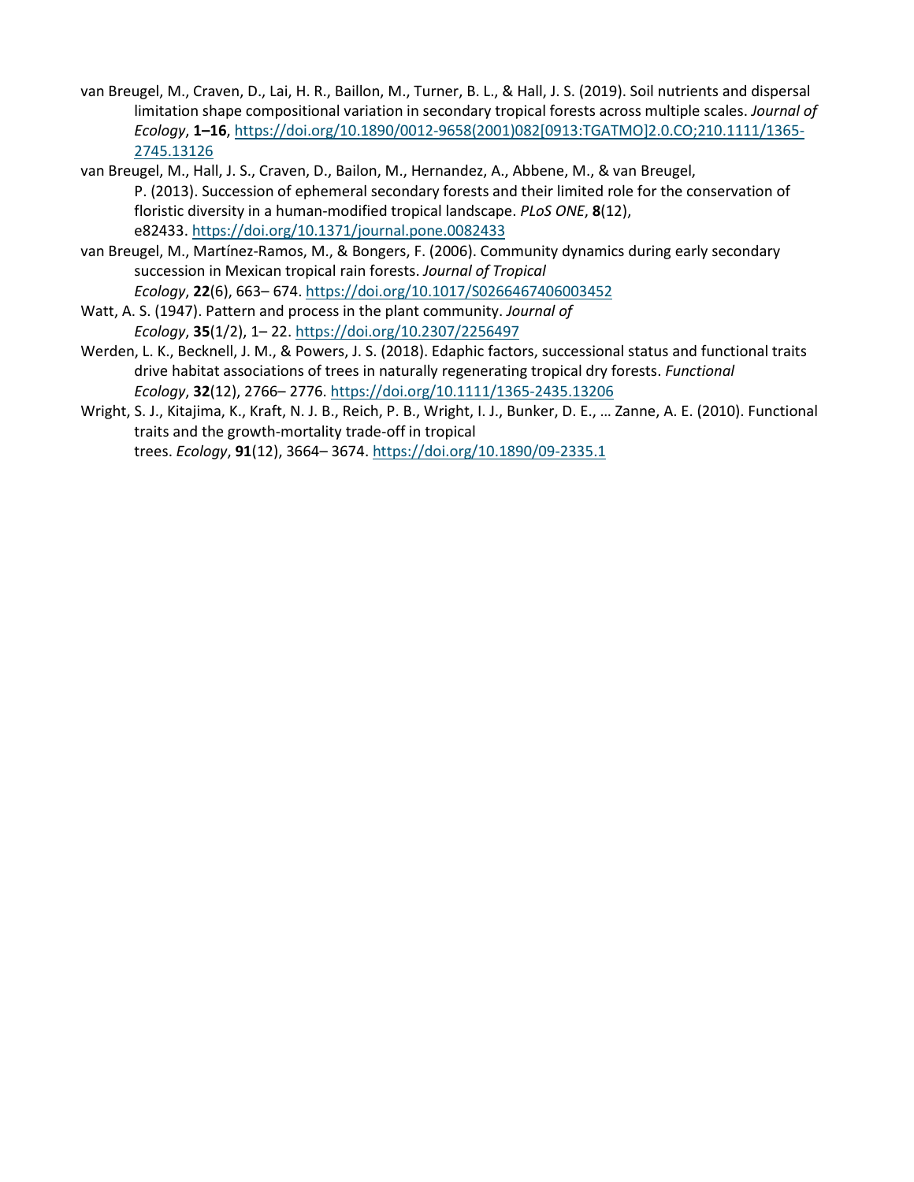van Breugel, M., Craven, D., Lai, H. R., Baillon, M., Turner, B. L., & Hall, J. S. (2019). Soil nutrients and dispersal limitation shape compositional variation in secondary tropical forests across multiple scales. *Journal of Ecology*, **1–16**, https://doi.org/10.1890/0012-9658(2001)082[0913:TGATMO]2.0.CO;210.1111/1365-2745.13126

van Breugel, M., Hall, J. S., Craven, D., Bailon, M., Hernandez, A., Abbene, M., & van Breugel, P. (2013). Succession of ephemeral secondary forests and their limited role for the conservation of floristic diversity in a human-modified tropical landscape. *PLoS ONE*, **8**(12), e82433. https://doi.org/10.1371/journal.pone.0082433

van Breugel, M., Martínez-Ramos, M., & Bongers, F. (2006). Community dynamics during early secondary succession in Mexican tropical rain forests. *Journal of Tropical Ecology*, **22**(6), 663– 674. https://doi.org/10.1017/S0266467406003452

Watt, A. S. (1947). Pattern and process in the plant community. *Journal of Ecology*, **35**(1/2), 1– 22. https://doi.org/10.2307/2256497

Werden, L. K., Becknell, J. M., & Powers, J. S. (2018). Edaphic factors, successional status and functional traits drive habitat associations of trees in naturally regenerating tropical dry forests. *Functional Ecology*, **32**(12), 2766– 2776. https://doi.org/10.1111/1365-2435.13206

Wright, S. J., Kitajima, K., Kraft, N. J. B., Reich, P. B., Wright, I. J., Bunker, D. E., … Zanne, A. E. (2010). Functional traits and the growth-mortality trade-off in tropical trees. *Ecology*, **91**(12), 3664– 3674. https://doi.org/10.1890/09-2335.1